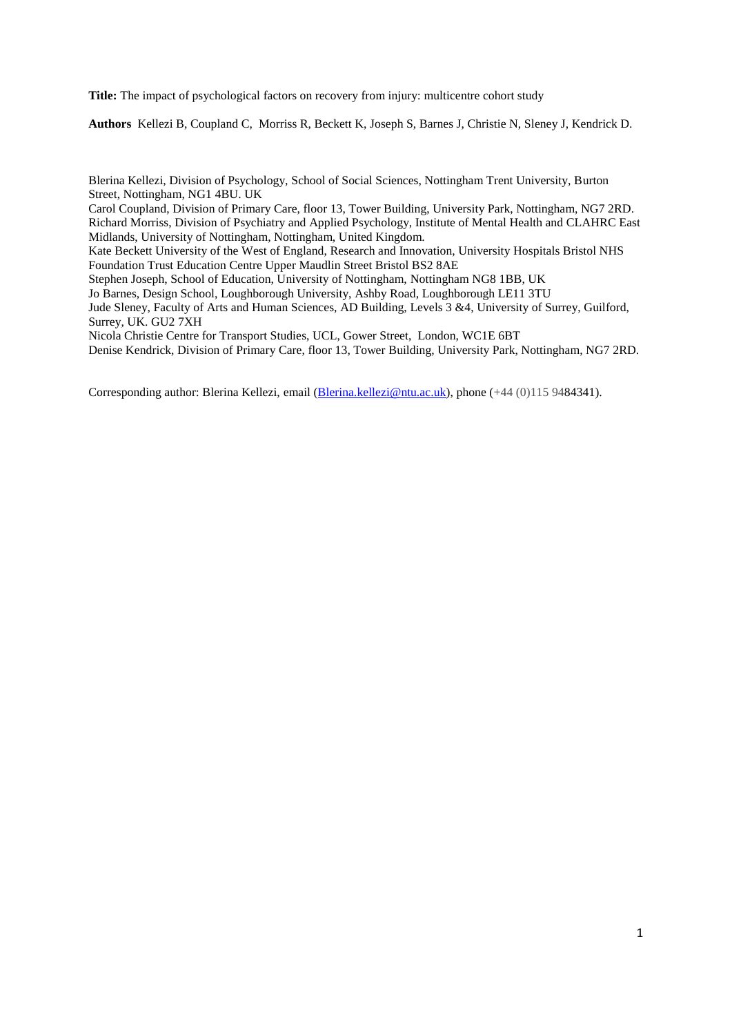**Title:** The impact of psychological factors on recovery from injury: multicentre cohort study

**Authors** Kellezi B, Coupland C, Morriss R, Beckett K, Joseph S, Barnes J, Christie N, Sleney J, Kendrick D.

Blerina Kellezi, Division of Psychology, School of Social Sciences, Nottingham Trent University, Burton Street, Nottingham, NG1 4BU. UK

Carol Coupland, Division of Primary Care, floor 13, Tower Building, University Park, Nottingham, NG7 2RD.

Richard Morriss, Division of Psychiatry and Applied Psychology, Institute of Mental Health and CLAHRC East Midlands, University of Nottingham, Nottingham, United Kingdom.

Kate Beckett University of the West of England, Research and Innovation, University Hospitals Bristol NHS Foundation Trust Education Centre Upper Maudlin Street Bristol BS2 8AE

Stephen Joseph, School of Education, University of Nottingham, Nottingham NG8 1BB, UK

Jo Barnes, Design School, Loughborough University, Ashby Road, Loughborough LE11 3TU

Jude Sleney, Faculty of Arts and Human Sciences, AD Building, Levels 3 &4, University of Surrey, Guilford, Surrey, UK. GU2 7XH

Nicola Christie Centre for Transport Studies, UCL, Gower Street, London, WC1E 6BT

Denise Kendrick, Division of Primary Care, floor 13, Tower Building, University Park, Nottingham, NG7 2RD.

Corresponding author: Blerina Kellezi, email (Blerina.kellezi@ntu.ac.uk), phone (+44 (0)115 9484341).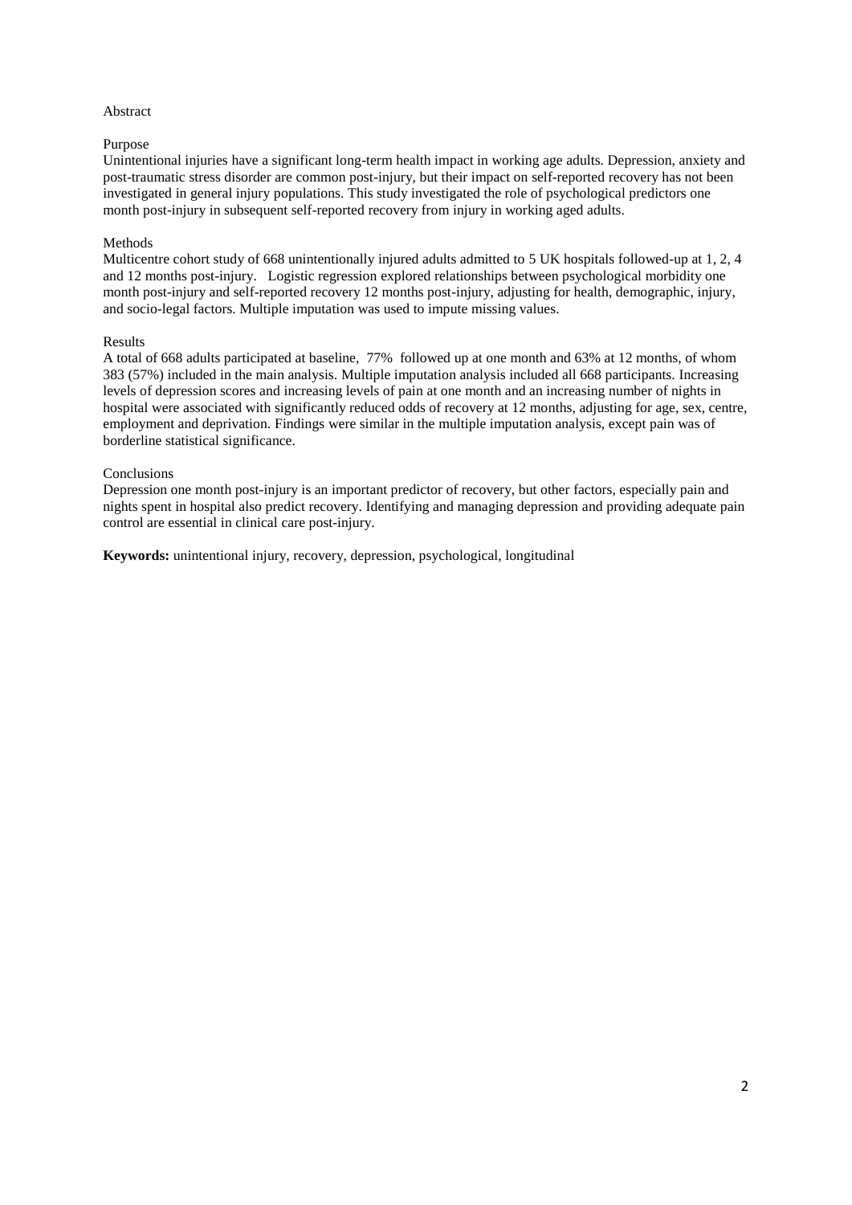# Abstract

## Purpose

Unintentional injuries have a significant long-term health impact in working age adults. Depression, anxiety and post-traumatic stress disorder are common post-injury, but their impact on self-reported recovery has not been investigated in general injury populations. This study investigated the role of psychological predictors one month post-injury in subsequent self-reported recovery from injury in working aged adults.

## Methods

Multicentre cohort study of 668 unintentionally injured adults admitted to 5 UK hospitals followed-up at 1, 2, 4 and 12 months post-injury. Logistic regression explored relationships between psychological morbidity one month post-injury and self-reported recovery 12 months post-injury, adjusting for health, demographic, injury, and socio-legal factors. Multiple imputation was used to impute missing values.

## Results

A total of 668 adults participated at baseline, 77% followed up at one month and 63% at 12 months, of whom 383 (57%) included in the main analysis. Multiple imputation analysis included all 668 participants. Increasing levels of depression scores and increasing levels of pain at one month and an increasing number of nights in hospital were associated with significantly reduced odds of recovery at 12 months, adjusting for age, sex, centre, employment and deprivation. Findings were similar in the multiple imputation analysis, except pain was of borderline statistical significance.

## Conclusions

Depression one month post-injury is an important predictor of recovery, but other factors, especially pain and nights spent in hospital also predict recovery. Identifying and managing depression and providing adequate pain control are essential in clinical care post-injury.

**Keywords:** unintentional injury, recovery, depression, psychological, longitudinal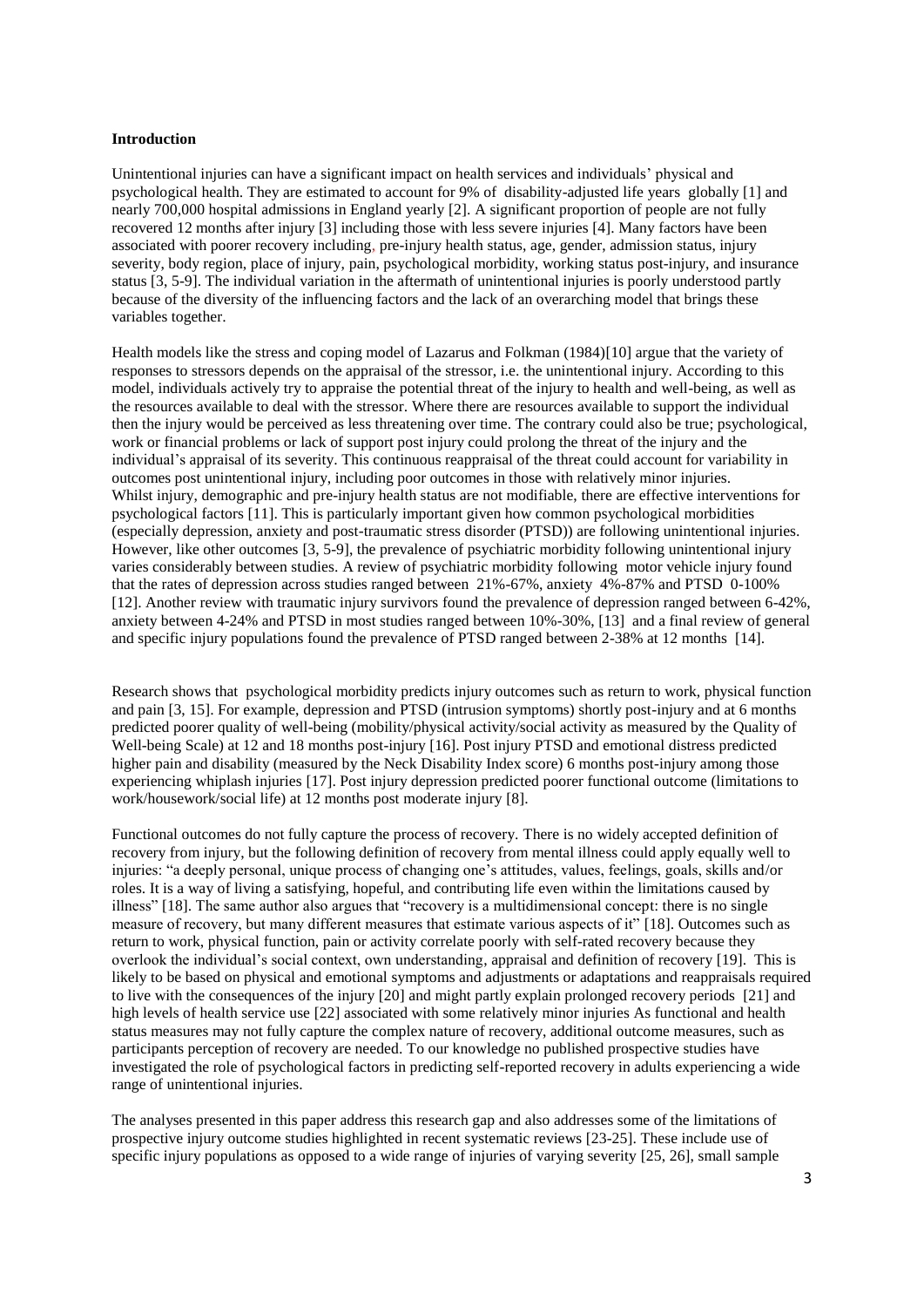**Introduction**

Unintentional injuries can have a significant impact on health services and individuals' physical and psychological health. They are estimated to account for 9% of disability-adjusted life years globally [1] and nearly 700,000 hospital admissions in England yearly [2]. A significant proportion of people are not fully recovered 12 months after injury [3] including those with less severe injuries [4]. Many factors have been associated with poorer recovery including, pre-injury health status, age, gender, admission status, injury severity, body region, place of injury, pain, psychological morbidity, working status post-injury, and insurance status [3, 5-9]. The individual variation in the aftermath of unintentional injuries is poorly understood partly because of the diversity of the influencing factors and the lack of an overarching model that brings these variables together.

Health models like the stress and coping model of Lazarus and Folkman (1984)[10] argue that the variety of responses to stressors depends on the appraisal of the stressor, i.e. the unintentional injury. According to this model, individuals actively try to appraise the potential threat of the injury to health and well-being, as well as the resources available to deal with the stressor. Where there are resources available to support the individual then the injury would be perceived as less threatening over time. The contrary could also be true; psychological, work or financial problems or lack of support post injury could prolong the threat of the injury and the individual's appraisal of its severity. This continuous reappraisal of the threat could account for variability in outcomes post unintentional injury, including poor outcomes in those with relatively minor injuries. Whilst injury, demographic and pre-injury health status are not modifiable, there are effective interventions for psychological factors [11]. This is particularly important given how common psychological morbidities (especially depression, anxiety and post-traumatic stress disorder (PTSD)) are following unintentional injuries. However, like other outcomes [3, 5-9], the prevalence of psychiatric morbidity following unintentional injury varies considerably between studies. A review of psychiatric morbidity following motor vehicle injury found that the rates of depression across studies ranged between 21%-67%, anxiety 4%-87% and PTSD 0-100% [12]. Another review with traumatic injury survivors found the prevalence of depression ranged between 6-42%, anxiety between 4-24% and PTSD in most studies ranged between 10%-30%, [13] and a final review of general and specific injury populations found the prevalence of PTSD ranged between 2-38% at 12 months [14].

Research shows that psychological morbidity predicts injury outcomes such as return to work, physical function and pain [3, 15]. For example, depression and PTSD (intrusion symptoms) shortly post-injury and at 6 months predicted poorer quality of well-being (mobility/physical activity/social activity as measured by the Quality of Well-being Scale) at 12 and 18 months post-injury [16]. Post injury PTSD and emotional distress predicted higher pain and disability (measured by the Neck Disability Index score) 6 months post-injury among those experiencing whiplash injuries [17]. Post injury depression predicted poorer functional outcome (limitations to work/housework/social life) at 12 months post moderate injury [8].

Functional outcomes do not fully capture the process of recovery. There is no widely accepted definition of recovery from injury, but the following definition of recovery from mental illness could apply equally well to injuries: "a deeply personal, unique process of changing one's attitudes, values, feelings, goals, skills and/or roles. It is a way of living a satisfying, hopeful, and contributing life even within the limitations caused by illness" [18]. The same author also argues that "recovery is a multidimensional concept: there is no single measure of recovery, but many different measures that estimate various aspects of it" [18]. Outcomes such as return to work, physical function, pain or activity correlate poorly with self-rated recovery because they overlook the individual's social context, own understanding, appraisal and definition of recovery [19]. This is likely to be based on physical and emotional symptoms and adjustments or adaptations and reappraisals required to live with the consequences of the injury [20] and might partly explain prolonged recovery periods [21] and high levels of health service use [22] associated with some relatively minor injuries As functional and health status measures may not fully capture the complex nature of recovery, additional outcome measures, such as participants perception of recovery are needed. To our knowledge no published prospective studies have investigated the role of psychological factors in predicting self-reported recovery in adults experiencing a wide range of unintentional injuries.

The analyses presented in this paper address this research gap and also addresses some of the limitations of prospective injury outcome studies highlighted in recent systematic reviews [23-25]. These include use of specific injury populations as opposed to a wide range of injuries of varying severity [25, 26], small sample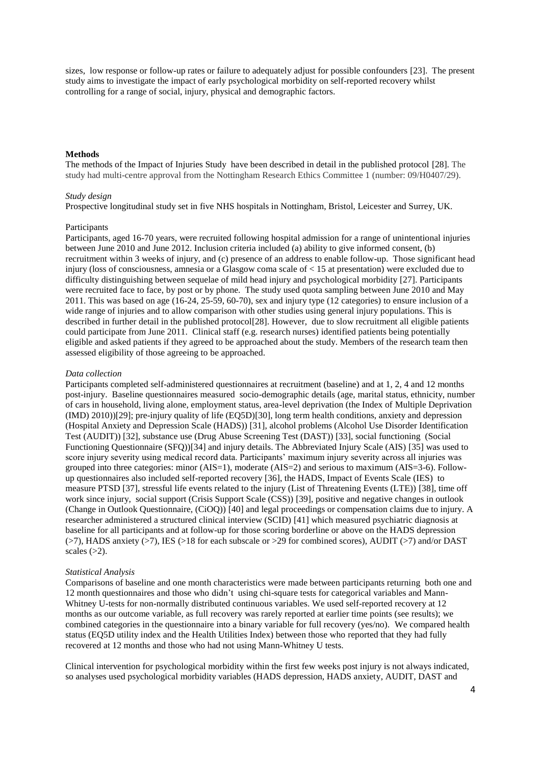sizes, low response or follow-up rates or failure to adequately adjust for possible confounders [23]. The present study aims to investigate the impact of early psychological morbidity on self-reported recovery whilst controlling for a range of social, injury, physical and demographic factors.

**Methods**

The methods of the Impact of Injuries Study have been described in detail in the published protocol [28]. The study had multi-centre approval from the Nottingham Research Ethics Committee 1 (number: 09/H0407/29).

*Study design*

Prospective longitudinal study set in five NHS hospitals in Nottingham, Bristol, Leicester and Surrey, UK.

Participants

Participants, aged 16-70 years, were recruited following hospital admission for a range of unintentional injuries between June 2010 and June 2012. Inclusion criteria included (a) ability to give informed consent, (b) recruitment within 3 weeks of injury, and (c) presence of an address to enable follow-up. Those significant head injury (loss of consciousness, amnesia or a Glasgow coma scale of < 15 at presentation) were excluded due to difficulty distinguishing between sequelae of mild head injury and psychological morbidity [27]. Participants were recruited face to face, by post or by phone. The study used quota sampling between June 2010 and May 2011. This was based on age (16-24, 25-59, 60-70), sex and injury type (12 categories) to ensure inclusion of a wide range of injuries and to allow comparison with other studies using general injury populations. This is described in further detail in the published protocol[28]. However, due to slow recruitment all eligible patients could participate from June 2011. Clinical staff (e.g. research nurses) identified patients being potentially eligible and asked patients if they agreed to be approached about the study. Members of the research team then assessed eligibility of those agreeing to be approached.

*Data collection*

Participants completed self-administered questionnaires at recruitment (baseline) and at 1, 2, 4 and 12 months post-injury. Baseline questionnaires measured socio-demographic details (age, marital status, ethnicity, number of cars in household, living alone, employment status, area-level deprivation (the Index of Multiple Deprivation (IMD) 2010))[29]; pre-injury quality of life (EQ5D)[30], long term health conditions, anxiety and depression (Hospital Anxiety and Depression Scale (HADS)) [31], alcohol problems (Alcohol Use Disorder Identification Test (AUDIT)) [32], substance use (Drug Abuse Screening Test (DAST)) [33], social functioning (Social Functioning Questionnaire (SFQ))[34] and injury details. The Abbreviated Injury Scale (AIS) [35] was used to score injury severity using medical record data. Participants' maximum injury severity across all injuries was grouped into three categories: minor (AIS=1), moderate (AIS=2) and serious to maximum (AIS=3-6). Follow-up questionnaires also included self-reported recovery [36], the HADS, Impact of Events Scale (IES) to measure PTSD [37], stressful life events related to the injury (List of Threatening Events (LTE)) [38], time off work since injury, social support (Crisis Support Scale (CSS)) [39], positive and negative changes in outlook (Change in Outlook Questionnaire, (CiOQ)) [40] and legal proceedings or compensation claims due to injury. A researcher administered a structured clinical interview (SCID) [41] which measured psychiatric diagnosis at baseline for all participants and at follow-up for those scoring borderline or above on the HADS depression (>7), HADS anxiety (>7), IES (>18 for each subscale or >29 for combined scores), AUDIT (>7) and/or DAST scales (>2).

*Statistical Analysis*

Comparisons of baseline and one month characteristics were made between participants returning both one and 12 month questionnaires and those who didn't using chi-square tests for categorical variables and Mann-Whitney U-tests for non-normally distributed continuous variables. We used self-reported recovery at 12 months as our outcome variable, as full recovery was rarely reported at earlier time points (see results); we combined categories in the questionnaire into a binary variable for full recovery (yes/no). We compared health status (EQ5D utility index and the Health Utilities Index) between those who reported that they had fully recovered at 12 months and those who had not using Mann-Whitney U tests.

Clinical intervention for psychological morbidity within the first few weeks post injury is not always indicated, so analyses used psychological morbidity variables (HADS depression, HADS anxiety, AUDIT, DAST and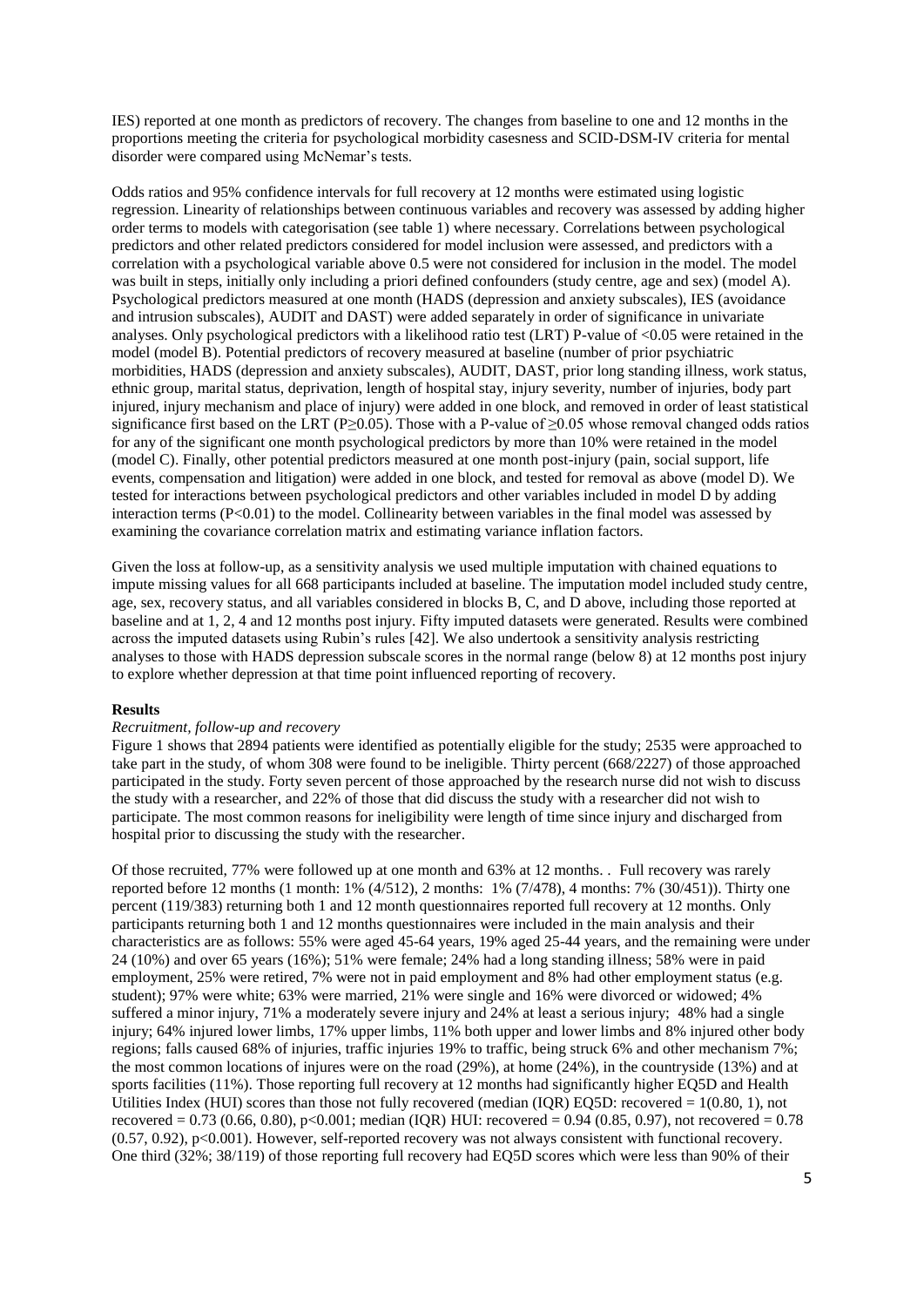IES) reported at one month as predictors of recovery. The changes from baseline to one and 12 months in the proportions meeting the criteria for psychological morbidity casesness and SCID-DSM-IV criteria for mental disorder were compared using McNemar's tests.

Odds ratios and 95% confidence intervals for full recovery at 12 months were estimated using logistic regression. Linearity of relationships between continuous variables and recovery was assessed by adding higher order terms to models with categorisation (see table 1) where necessary. Correlations between psychological predictors and other related predictors considered for model inclusion were assessed, and predictors with a correlation with a psychological variable above 0.5 were not considered for inclusion in the model. The model was built in steps, initially only including a priori defined confounders (study centre, age and sex) (model A). Psychological predictors measured at one month (HADS (depression and anxiety subscales), IES (avoidance and intrusion subscales), AUDIT and DAST) were added separately in order of significance in univariate analyses. Only psychological predictors with a likelihood ratio test (LRT) P-value of $<0.05$ were retained in the model (model B). Potential predictors of recovery measured at baseline (number of prior psychiatric morbidities, HADS (depression and anxiety subscales), AUDIT, DAST, prior long standing illness, work status, ethnic group, marital status, deprivation, length of hospital stay, injury severity, number of injuries, body part injured, injury mechanism and place of injury) were added in one block, and removed in order of least statistical significance first based on the LRT ($P \geq 0.05$). Those with a P-value of $\geq 0.05$ whose removal changed odds ratios for any of the significant one month psychological predictors by more than 10% were retained in the model (model C). Finally, other potential predictors measured at one month post-injury (pain, social support, life events, compensation and litigation) were added in one block, and tested for removal as above (model D). We tested for interactions between psychological predictors and other variables included in model D by adding interaction terms ($P<0.01$) to the model. Collinearity between variables in the final model was assessed by examining the covariance correlation matrix and estimating variance inflation factors.

Given the loss at follow-up, as a sensitivity analysis we used multiple imputation with chained equations to impute missing values for all 668 participants included at baseline. The imputation model included study centre, age, sex, recovery status, and all variables considered in blocks B, C, and D above, including those reported at baseline and at 1, 2, 4 and 12 months post injury. Fifty imputed datasets were generated. Results were combined across the imputed datasets using Rubin's rules [42]. We also undertook a sensitivity analysis restricting analyses to those with HADS depression subscale scores in the normal range (below 8) at 12 months post injury to explore whether depression at that time point influenced reporting of recovery.

## Results

### *Recruitment, follow-up and recovery*

Figure 1 shows that 2894 patients were identified as potentially eligible for the study; 2535 were approached to take part in the study, of whom 308 were found to be ineligible. Thirty percent (668/2227) of those approached participated in the study. Forty seven percent of those approached by the research nurse did not wish to discuss the study with a researcher, and 22% of those that did discuss the study with a researcher did not wish to participate. The most common reasons for ineligibility were length of time since injury and discharged from hospital prior to discussing the study with the researcher.

Of those recruited, 77% were followed up at one month and 63% at 12 months. . Full recovery was rarely reported before 12 months (1 month: 1% (4/512), 2 months: 1% (7/478), 4 months: 7% (30/451)). Thirty one percent (119/383) returning both 1 and 12 month questionnaires reported full recovery at 12 months. Only participants returning both 1 and 12 months questionnaires were included in the main analysis and their characteristics are as follows: 55% were aged 45-64 years, 19% aged 25-44 years, and the remaining were under 24 (10%) and over 65 years (16%); 51% were female; 24% had a long standing illness; 58% were in paid employment, 25% were retired, 7% were not in paid employment and 8% had other employment status (e.g. student); 97% were white; 63% were married, 21% were single and 16% were divorced or widowed; 4% suffered a minor injury, 71% a moderately severe injury and 24% at least a serious injury; 48% had a single injury; 64% injured lower limbs, 17% upper limbs, 11% both upper and lower limbs and 8% injured other body regions; falls caused 68% of injuries, traffic injuries 19% to traffic, being struck 6% and other mechanism 7%; the most common locations of injures were on the road (29%), at home (24%), in the countryside (13%) and at sports facilities (11%). Those reporting full recovery at 12 months had significantly higher EQ5D and Health Utilities Index (HUI) scores than those not fully recovered (median (IQR) EQ5D: recovered = 1(0.80, 1), not recovered = 0.73 (0.66, 0.80), $p<0.001$; median (IQR) HUI: recovered = 0.94 (0.85, 0.97), not recovered = 0.78 (0.57, 0.92), $p<0.001$). However, self-reported recovery was not always consistent with functional recovery. One third (32%; 38/119) of those reporting full recovery had EQ5D scores which were less than 90% of their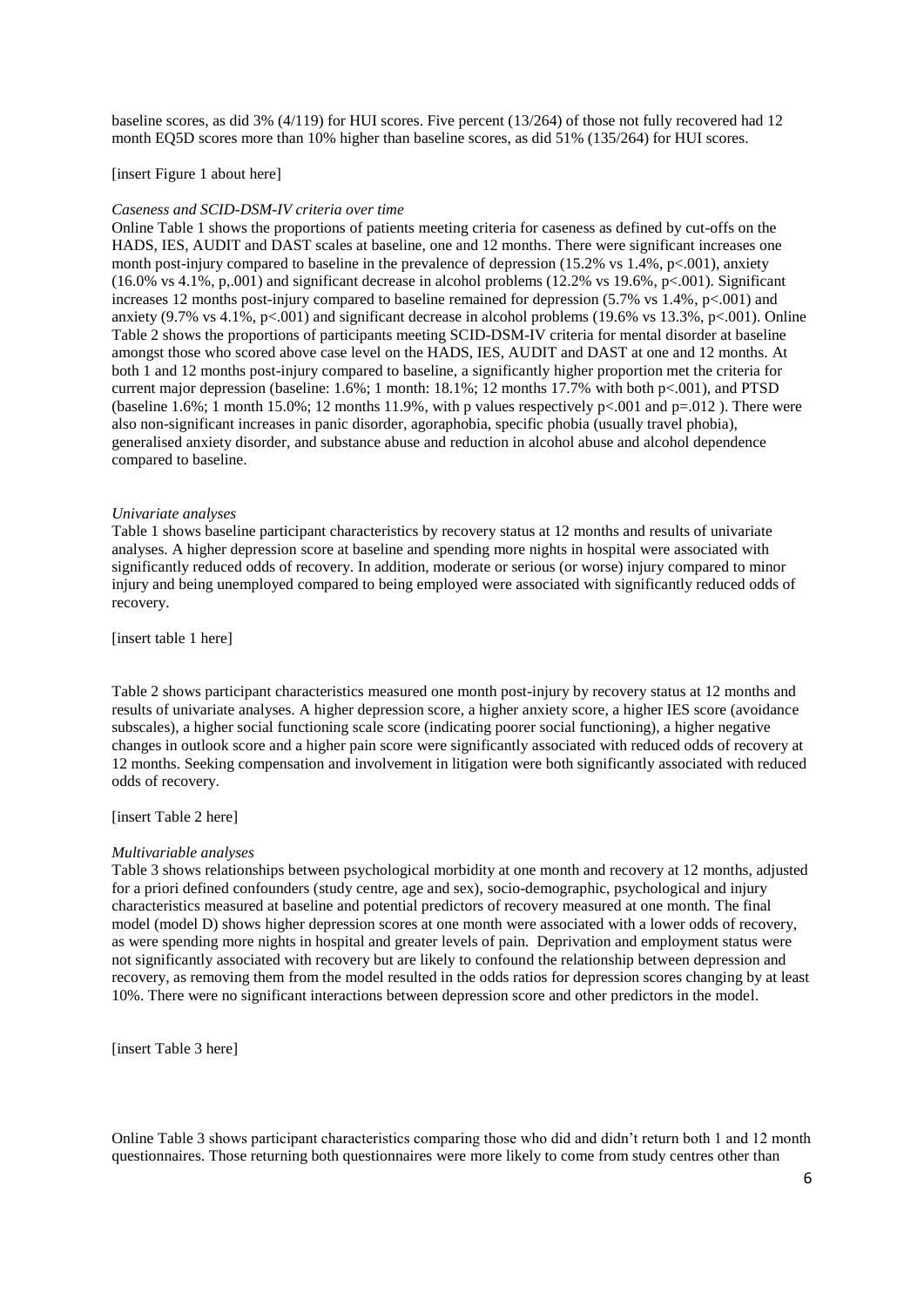baseline scores, as did 3% (4/119) for HUI scores. Five percent (13/264) of those not fully recovered had 12 month EQ5D scores more than 10% higher than baseline scores, as did 51% (135/264) for HUI scores.

[insert Figure 1 about here]

*Caseness and SCID-DSM-IV criteria over time*

Online Table 1 shows the proportions of patients meeting criteria for caseness as defined by cut-offs on the HADS, IES, AUDIT and DAST scales at baseline, one and 12 months. There were significant increases one month post-injury compared to baseline in the prevalence of depression (15.2% vs 1.4%, $p<.001$), anxiety (16.0% vs 4.1%, p,.001) and significant decrease in alcohol problems (12.2% vs 19.6%, $p<.001$). Significant increases 12 months post-injury compared to baseline remained for depression (5.7% vs 1.4%, $p<.001$) and anxiety (9.7% vs 4.1%, $p<.001$) and significant decrease in alcohol problems (19.6% vs 13.3%, $p<.001$). Online Table 2 shows the proportions of participants meeting SCID-DSM-IV criteria for mental disorder at baseline amongst those who scored above case level on the HADS, IES, AUDIT and DAST at one and 12 months. At both 1 and 12 months post-injury compared to baseline, a significantly higher proportion met the criteria for current major depression (baseline: 1.6%; 1 month: 18.1%; 12 months 17.7% with both $p<.001$), and PTSD (baseline 1.6%; 1 month 15.0%; 12 months 11.9%, with p values respectively $p<.001$ and $p=.012$ ). There were also non-significant increases in panic disorder, agoraphobia, specific phobia (usually travel phobia), generalised anxiety disorder, and substance abuse and reduction in alcohol abuse and alcohol dependence compared to baseline.

*Univariate analyses*

Table 1 shows baseline participant characteristics by recovery status at 12 months and results of univariate analyses. A higher depression score at baseline and spending more nights in hospital were associated with significantly reduced odds of recovery. In addition, moderate or serious (or worse) injury compared to minor injury and being unemployed compared to being employed were associated with significantly reduced odds of recovery.

[insert table 1 here]

Table 2 shows participant characteristics measured one month post-injury by recovery status at 12 months and results of univariate analyses. A higher depression score, a higher anxiety score, a higher IES score (avoidance subscales), a higher social functioning scale score (indicating poorer social functioning), a higher negative changes in outlook score and a higher pain score were significantly associated with reduced odds of recovery at 12 months. Seeking compensation and involvement in litigation were both significantly associated with reduced odds of recovery.

[insert Table 2 here]

*Multivariable analyses*

Table 3 shows relationships between psychological morbidity at one month and recovery at 12 months, adjusted for a priori defined confounders (study centre, age and sex), socio-demographic, psychological and injury characteristics measured at baseline and potential predictors of recovery measured at one month. The final model (model D) shows higher depression scores at one month were associated with a lower odds of recovery, as were spending more nights in hospital and greater levels of pain. Deprivation and employment status were not significantly associated with recovery but are likely to confound the relationship between depression and recovery, as removing them from the model resulted in the odds ratios for depression scores changing by at least 10%. There were no significant interactions between depression score and other predictors in the model.

[insert Table 3 here]

Online Table 3 shows participant characteristics comparing those who did and didn't return both 1 and 12 month questionnaires. Those returning both questionnaires were more likely to come from study centres other than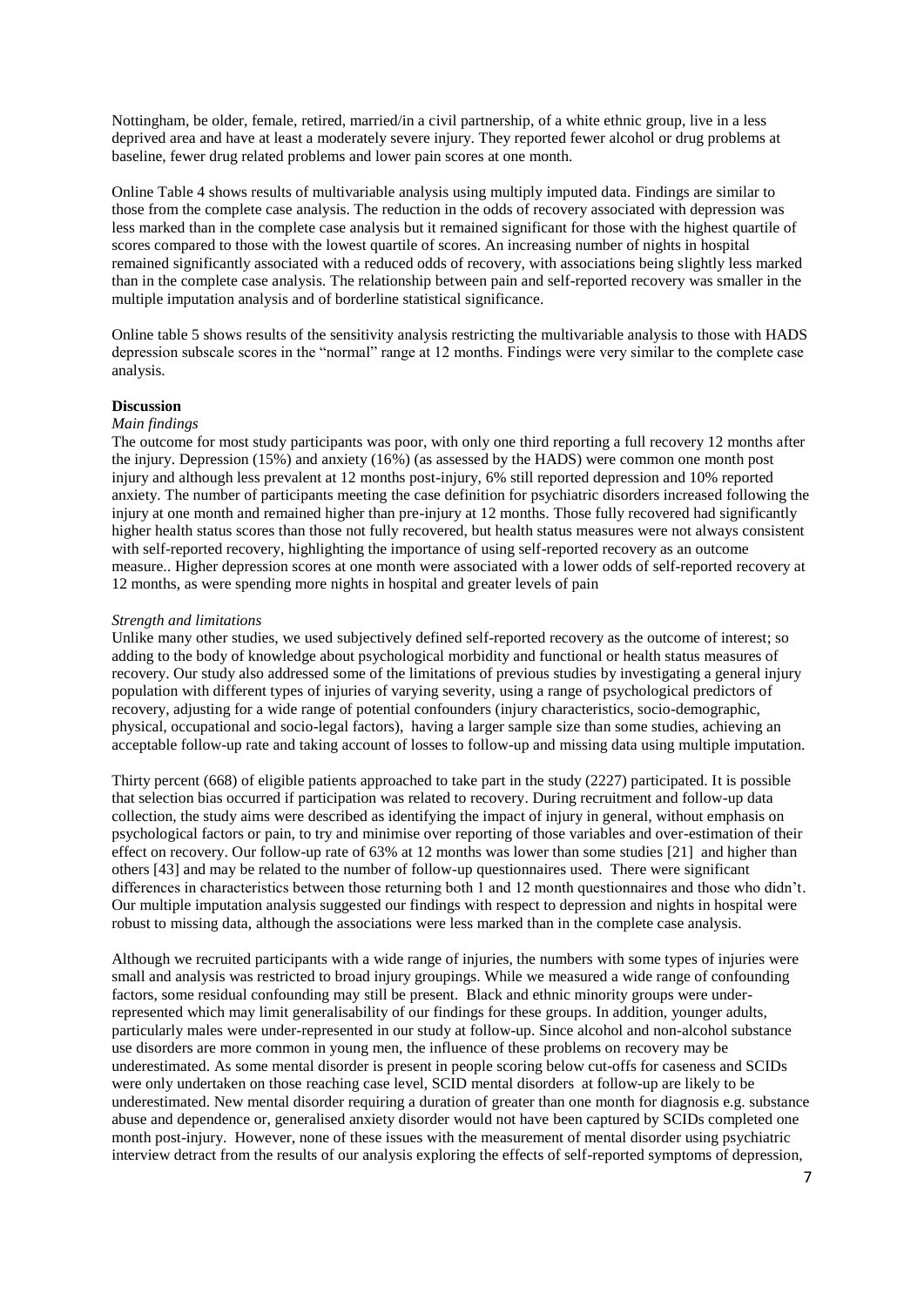Nottingham, be older, female, retired, married/in a civil partnership, of a white ethnic group, live in a less deprived area and have at least a moderately severe injury. They reported fewer alcohol or drug problems at baseline, fewer drug related problems and lower pain scores at one month.

Online Table 4 shows results of multivariable analysis using multiply imputed data. Findings are similar to those from the complete case analysis. The reduction in the odds of recovery associated with depression was less marked than in the complete case analysis but it remained significant for those with the highest quartile of scores compared to those with the lowest quartile of scores. An increasing number of nights in hospital remained significantly associated with a reduced odds of recovery, with associations being slightly less marked than in the complete case analysis. The relationship between pain and self-reported recovery was smaller in the multiple imputation analysis and of borderline statistical significance.

Online table 5 shows results of the sensitivity analysis restricting the multivariable analysis to those with HADS depression subscale scores in the "normal" range at 12 months. Findings were very similar to the complete case analysis.

## Discussion

### *Main findings*

The outcome for most study participants was poor, with only one third reporting a full recovery 12 months after the injury. Depression (15%) and anxiety (16%) (as assessed by the HADS) were common one month post injury and although less prevalent at 12 months post-injury, 6% still reported depression and 10% reported anxiety. The number of participants meeting the case definition for psychiatric disorders increased following the injury at one month and remained higher than pre-injury at 12 months. Those fully recovered had significantly higher health status scores than those not fully recovered, but health status measures were not always consistent with self-reported recovery, highlighting the importance of using self-reported recovery as an outcome measure.. Higher depression scores at one month were associated with a lower odds of self-reported recovery at 12 months, as were spending more nights in hospital and greater levels of pain

### *Strength and limitations*

Unlike many other studies, we used subjectively defined self-reported recovery as the outcome of interest; so adding to the body of knowledge about psychological morbidity and functional or health status measures of recovery. Our study also addressed some of the limitations of previous studies by investigating a general injury population with different types of injuries of varying severity, using a range of psychological predictors of recovery, adjusting for a wide range of potential confounders (injury characteristics, socio-demographic, physical, occupational and socio-legal factors), having a larger sample size than some studies, achieving an acceptable follow-up rate and taking account of losses to follow-up and missing data using multiple imputation.

Thirty percent (668) of eligible patients approached to take part in the study (2227) participated. It is possible that selection bias occurred if participation was related to recovery. During recruitment and follow-up data collection, the study aims were described as identifying the impact of injury in general, without emphasis on psychological factors or pain, to try and minimise over reporting of those variables and over-estimation of their effect on recovery. Our follow-up rate of 63% at 12 months was lower than some studies [21] and higher than others [43] and may be related to the number of follow-up questionnaires used. There were significant differences in characteristics between those returning both 1 and 12 month questionnaires and those who didn't. Our multiple imputation analysis suggested our findings with respect to depression and nights in hospital were robust to missing data, although the associations were less marked than in the complete case analysis.

Although we recruited participants with a wide range of injuries, the numbers with some types of injuries were small and analysis was restricted to broad injury groupings. While we measured a wide range of confounding factors, some residual confounding may still be present. Black and ethnic minority groups were under-represented which may limit generalisability of our findings for these groups. In addition, younger adults, particularly males were under-represented in our study at follow-up. Since alcohol and non-alcohol substance use disorders are more common in young men, the influence of these problems on recovery may be underestimated. As some mental disorder is present in people scoring below cut-offs for caseness and SCIDs were only undertaken on those reaching case level, SCID mental disorders at follow-up are likely to be underestimated. New mental disorder requiring a duration of greater than one month for diagnosis e.g. substance abuse and dependence or, generalised anxiety disorder would not have been captured by SCIDs completed one month post-injury. However, none of these issues with the measurement of mental disorder using psychiatric interview detract from the results of our analysis exploring the effects of self-reported symptoms of depression,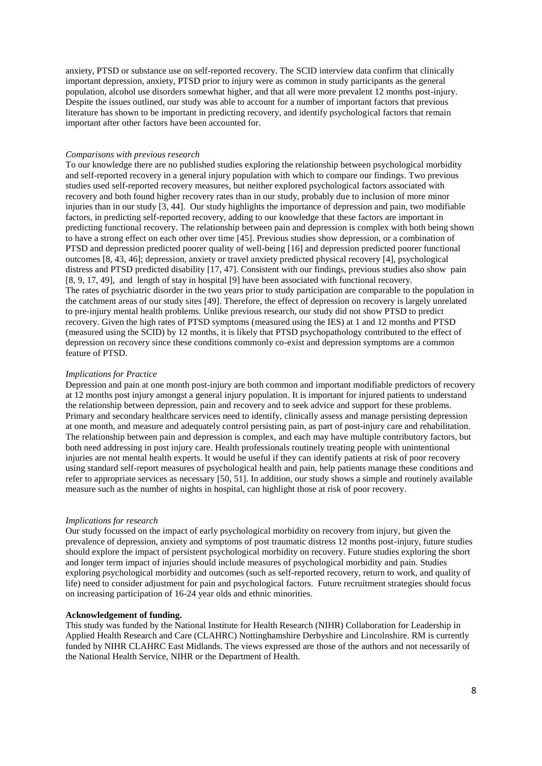anxiety, PTSD or substance use on self-reported recovery. The SCID interview data confirm that clinically important depression, anxiety, PTSD prior to injury were as common in study participants as the general population, alcohol use disorders somewhat higher, and that all were more prevalent 12 months post-injury. Despite the issues outlined, our study was able to account for a number of important factors that previous literature has shown to be important in predicting recovery, and identify psychological factors that remain important after other factors have been accounted for.

*Comparisons with previous research*

To our knowledge there are no published studies exploring the relationship between psychological morbidity and self-reported recovery in a general injury population with which to compare our findings. Two previous studies used self-reported recovery measures, but neither explored psychological factors associated with recovery and both found higher recovery rates than in our study, probably due to inclusion of more minor injuries than in our study [3, 44]. Our study highlights the importance of depression and pain, two modifiable factors, in predicting self-reported recovery, adding to our knowledge that these factors are important in predicting functional recovery. The relationship between pain and depression is complex with both being shown to have a strong effect on each other over time [45]. Previous studies show depression, or a combination of PTSD and depression predicted poorer quality of well-being [16] and depression predicted poorer functional outcomes [8, 43, 46]; depression, anxiety or travel anxiety predicted physical recovery [4], psychological distress and PTSD predicted disability [17, 47]. Consistent with our findings, previous studies also show pain [8, 9, 17, 49], and length of stay in hospital [9] have been associated with functional recovery. The rates of psychiatric disorder in the two years prior to study participation are comparable to the population in the catchment areas of our study sites [49]. Therefore, the effect of depression on recovery is largely unrelated to pre-injury mental health problems. Unlike previous research, our study did not show PTSD to predict recovery. Given the high rates of PTSD symptoms (measured using the IES) at 1 and 12 months and PTSD (measured using the SCID) by 12 months, it is likely that PTSD psychopathology contributed to the effect of depression on recovery since these conditions commonly co-exist and depression symptoms are a common feature of PTSD.

*Implications for Practice*

Depression and pain at one month post-injury are both common and important modifiable predictors of recovery at 12 months post injury amongst a general injury population. It is important for injured patients to understand the relationship between depression, pain and recovery and to seek advice and support for these problems. Primary and secondary healthcare services need to identify, clinically assess and manage persisting depression at one month, and measure and adequately control persisting pain, as part of post-injury care and rehabilitation. The relationship between pain and depression is complex, and each may have multiple contributory factors, but both need addressing in post injury care. Health professionals routinely treating people with unintentional injuries are not mental health experts. It would be useful if they can identify patients at risk of poor recovery using standard self-report measures of psychological health and pain, help patients manage these conditions and refer to appropriate services as necessary [50, 51]. In addition, our study shows a simple and routinely available measure such as the number of nights in hospital, can highlight those at risk of poor recovery.

*Implications for research*

Our study focussed on the impact of early psychological morbidity on recovery from injury, but given the prevalence of depression, anxiety and symptoms of post traumatic distress 12 months post-injury, future studies should explore the impact of persistent psychological morbidity on recovery. Future studies exploring the short and longer term impact of injuries should include measures of psychological morbidity and pain. Studies exploring psychological morbidity and outcomes (such as self-reported recovery, return to work, and quality of life) need to consider adjustment for pain and psychological factors. Future recruitment strategies should focus on increasing participation of 16-24 year olds and ethnic minorities.

**Acknowledgement of funding.**

This study was funded by the National Institute for Health Research (NIHR) Collaboration for Leadership in Applied Health Research and Care (CLAHRC) Nottinghamshire Derbyshire and Lincolnshire. RM is currently funded by NIHR CLAHRC East Midlands. The views expressed are those of the authors and not necessarily of the National Health Service, NIHR or the Department of Health.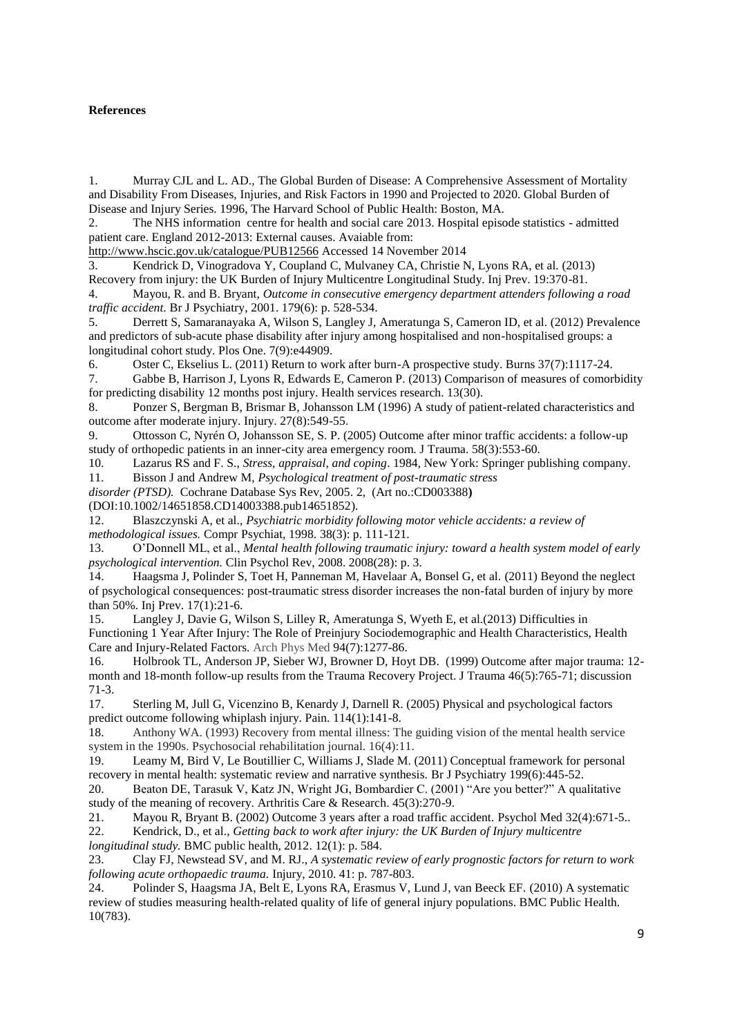**References**

1. Murray CJL and L. AD., The Global Burden of Disease: A Comprehensive Assessment of Mortality and Disability From Diseases, Injuries, and Risk Factors in 1990 and Projected to 2020. Global Burden of Disease and Injury Series. 1996, The Harvard School of Public Health: Boston, MA.
2. The NHS information centre for health and social care 2013. Hospital episode statistics - admitted patient care. England 2012-2013: External causes. Avaiable from: http://www.hscic.gov.uk/catalogue/PUB12566 Accessed 14 November 2014
3. Kendrick D, Vinogradova Y, Coupland C, Mulvaney CA, Christie N, Lyons RA, et al. (2013) Recovery from injury: the UK Burden of Injury Multicentre Longitudinal Study. Inj Prev. 19:370-81.
4. Mayou, R. and B. Bryant, *Outcome in consecutive emergency department attenders following a road traffic accident.* Br J Psychiatry, 2001. 179(6): p. 528-534.
5. Derrett S, Samaranayaka A, Wilson S, Langley J, Ameratunga S, Cameron ID, et al. (2012) Prevalence and predictors of sub-acute phase disability after injury among hospitalised and non-hospitalised groups: a longitudinal cohort study. Plos One. 7(9):e44909.
6. Oster C, Ekselius L. (2011) Return to work after burn-A prospective study. Burns 37(7):1117-24.
7. Gabbe B, Harrison J, Lyons R, Edwards E, Cameron P. (2013) Comparison of measures of comorbidity for predicting disability 12 months post injury. Health services research. 13(30).
8. Ponzer S, Bergman B, Brismar B, Johansson LM (1996) A study of patient-related characteristics and outcome after moderate injury. Injury. 27(8):549-55.
9. Ottosson C, Nyrén O, Johansson SE, S. P. (2005) Outcome after minor traffic accidents: a follow-up study of orthopedic patients in an inner-city area emergency room. J Trauma. 58(3):553-60.
10. Lazarus RS and F. S., *Stress, appraisal, and coping*. 1984, New York: Springer publishing company.
11. Bisson J and Andrew M, *Psychological treatment of post-traumatic stress disorder (PTSD).* Cochrane Database Sys Rev, 2005. 2, (Art no.:CD003388**)** (DOI:10.1002/14651858.CD14003388.pub14651852).
12. Blaszczynski A, et al., *Psychiatric morbidity following motor vehicle accidents: a review of methodological issues.* Compr Psychiat, 1998. 38(3): p. 111-121.
13. O'Donnell ML, et al., *Mental health following traumatic injury: toward a health system model of early psychological intervention.* Clin Psychol Rev, 2008. 2008(28): p. 3.
14. Haagsma J, Polinder S, Toet H, Panneman M, Havelaar A, Bonsel G, et al. (2011) Beyond the neglect of psychological consequences: post-traumatic stress disorder increases the non-fatal burden of injury by more than 50%. Inj Prev. 17(1):21-6.
15. Langley J, Davie G, Wilson S, Lilley R, Ameratunga S, Wyeth E, et al.(2013) Difficulties in Functioning 1 Year After Injury: The Role of Preinjury Sociodemographic and Health Characteristics, Health Care and Injury-Related Factors. Arch Phys Med 94(7):1277-86.
16. Holbrook TL, Anderson JP, Sieber WJ, Browner D, Hoyt DB. (1999) Outcome after major trauma: 12-month and 18-month follow-up results from the Trauma Recovery Project. J Trauma 46(5):765-71; discussion 71-3.
17. Sterling M, Jull G, Vicenzino B, Kenardy J, Darnell R. (2005) Physical and psychological factors predict outcome following whiplash injury. Pain. 114(1):141-8.
18. Anthony WA. (1993) Recovery from mental illness: The guiding vision of the mental health service system in the 1990s. Psychosocial rehabilitation journal. 16(4):11.
19. Leamy M, Bird V, Le Boutillier C, Williams J, Slade M. (2011) Conceptual framework for personal recovery in mental health: systematic review and narrative synthesis. Br J Psychiatry 199(6):445-52.
20. Beaton DE, Tarasuk V, Katz JN, Wright JG, Bombardier C. (2001) "Are you better?" A qualitative study of the meaning of recovery. Arthritis Care & Research. 45(3):270-9.
21. Mayou R, Bryant B. (2002) Outcome 3 years after a road traffic accident. Psychol Med 32(4):671-5..
22. Kendrick, D., et al., *Getting back to work after injury: the UK Burden of Injury multicentre longitudinal study.* BMC public health, 2012. 12(1): p. 584.
23. Clay FJ, Newstead SV, and M. RJ., *A systematic review of early prognostic factors for return to work following acute orthopaedic trauma.* Injury, 2010. 41: p. 787-803.
24. Polinder S, Haagsma JA, Belt E, Lyons RA, Erasmus V, Lund J, van Beeck EF. (2010) A systematic review of studies measuring health-related quality of life of general injury populations. BMC Public Health. 10(783).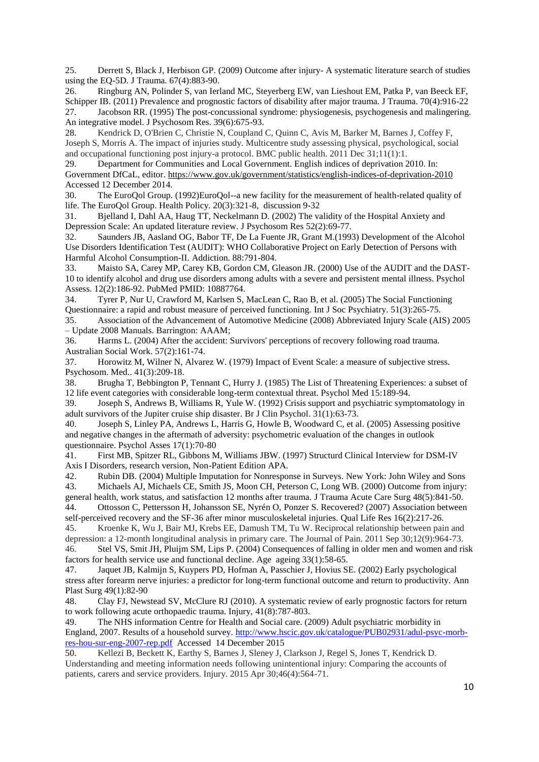25. Derrett S, Black J, Herbison GP. (2009) Outcome after injury- A systematic literature search of studies using the EQ-5D. J Trauma. 67(4):883-90.

26. Ringburg AN, Polinder S, van Ierland MC, Steyerberg EW, van Lieshout EM, Patka P, van Beeck EF, Schipper IB. (2011) Prevalence and prognostic factors of disability after major trauma. J Trauma. 70(4):916-22

27. Jacobson RR. (1995) The post-concussional syndrome: physiogenesis, psychogenesis and malingering. An integrative model. J Psychosom Res. 39(6):675-93.

28. Kendrick D, O'Brien C, Christie N, Coupland C, Quinn C, Avis M, Barker M, Barnes J, Coffey F, Joseph S, Morris A. The impact of injuries study. Multicentre study assessing physical, psychological, social and occupational functioning post injury-a protocol. BMC public health. 2011 Dec 31;11(1):1.

29. Department for Communities and Local Government. English indices of deprivation 2010. In: Government DfCaL, editor. https://www.gov.uk/government/statistics/english-indices-of-deprivation-2010 Accessed 12 December 2014.

30. The EuroQol Group. (1992)EuroQol--a new facility for the measurement of health-related quality of life. The EuroQol Group. Health Policy. 20(3):321-8, discussion 9-32

31. Bjelland I, Dahl AA, Haug TT, Neckelmann D. (2002) The validity of the Hospital Anxiety and Depression Scale: An updated literature review. J Psychosom Res 52(2):69-77.

32. Saunders JB, Aasland OG, Babor TF, De La Fuente JR, Grant M.(1993) Development of the Alcohol Use Disorders Identification Test (AUDIT): WHO Collaborative Project on Early Detection of Persons with Harmful Alcohol Consumption-II. Addiction. 88:791-804.

33. Maisto SA, Carey MP, Carey KB, Gordon CM, Gleason JR. (2000) Use of the AUDIT and the DAST-10 to identify alcohol and drug use disorders among adults with a severe and persistent mental illness. Psychol Assess. 12(2):186-92. PubMed PMID: 10887764.

34. Tyrer P, Nur U, Crawford M, Karlsen S, MacLean C, Rao B, et al. (2005) The Social Functioning Questionnaire: a rapid and robust measure of perceived functioning. Int J Soc Psychiatry. 51(3):265-75.

35. Association of the Advancement of Automotive Medicine (2008) Abbreviated Injury Scale (AIS) 2005 – Update 2008 Manuals. Barrington: AAAM;

36. Harms L. (2004) After the accident: Survivors' perceptions of recovery following road trauma. Australian Social Work. 57(2):161-74.

37. Horowitz M, Wilner N, Alvarez W. (1979) Impact of Event Scale: a measure of subjective stress. Psychosom. Med.. 41(3):209-18.

38. Brugha T, Bebbington P, Tennant C, Hurry J. (1985) The List of Threatening Experiences: a subset of 12 life event categories with considerable long-term contextual threat. Psychol Med 15:189-94.

39. Joseph S, Andrews B, Williams R, Yule W. (1992) Crisis support and psychiatric symptomatology in adult survivors of the Jupiter cruise ship disaster. Br J Clin Psychol. 31(1):63-73.

40. Joseph S, Linley PA, Andrews L, Harris G, Howle B, Woodward C, et al. (2005) Assessing positive and negative changes in the aftermath of adversity: psychometric evaluation of the changes in outlook questionnaire. Psychol Asses 17(1):70-80

41. First MB, Spitzer RL, Gibbons M, Williams JBW. (1997) Structurd Clinical Interview for DSM-IV Axis I Disorders, research version, Non-Patient Edition APA.

42. Rubin DB. (2004) Multiple Imputation for Nonresponse in Surveys. New York: John Wiley and Sons

43. Michaels AJ, Michaels CE, Smith JS, Moon CH, Peterson C, Long WB. (2000) Outcome from injury: general health, work status, and satisfaction 12 months after trauma. J Trauma Acute Care Surg 48(5):841-50.

44. Ottosson C, Pettersson H, Johansson SE, Nyrén O, Ponzer S. Recovered? (2007) Association between self-perceived recovery and the SF-36 after minor musculoskeletal injuries. Qual Life Res 16(2):217-26.

45. Kroenke K, Wu J, Bair MJ, Krebs EE, Damush TM, Tu W. Reciprocal relationship between pain and depression: a 12-month longitudinal analysis in primary care. The Journal of Pain. 2011 Sep 30;12(9):964-73.

46. Stel VS, Smit JH, Pluijm SM, Lips P. (2004) Consequences of falling in older men and women and risk factors for health service use and functional decline. Age ageing 33(1):58-65.

47. Jaquet JB, Kalmijn S, Kuypers PD, Hofman A, Passchier J, Hovius SE. (2002) Early psychological stress after forearm nerve injuries: a predictor for long-term functional outcome and return to productivity. Ann Plast Surg 49(1):82-90

48. Clay FJ, Newstead SV, McClure RJ (2010). A systematic review of early prognostic factors for return to work following acute orthopaedic trauma. Injury, 41(8):787-803.

49. The NHS information Centre for Health and Social care. (2009) Adult psychiatric morbidity in England, 2007. Results of a household survey. http://www.hscic.gov.uk/catalogue/PUB02931/adul-psyc-morb-res-hou-sur-eng-2007-rep.pdf Accessed 14 December 2015

50. Kellezi B, Beckett K, Earthy S, Barnes J, Sleney J, Clarkson J, Regel S, Jones T, Kendrick D. Understanding and meeting information needs following unintentional injury: Comparing the accounts of patients, carers and service providers. Injury. 2015 Apr 30;46(4):564-71.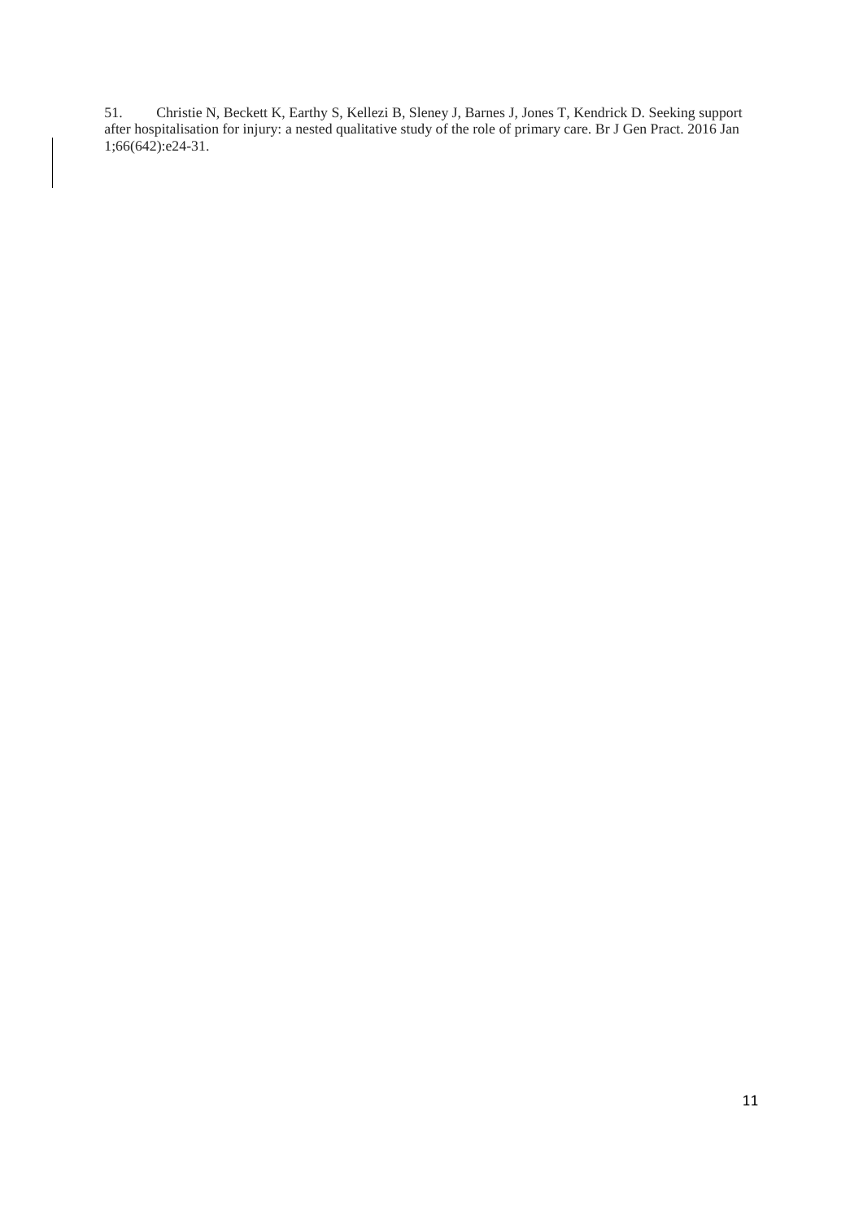51. Christie N, Beckett K, Earthy S, Kellezi B, Sleney J, Barnes J, Jones T, Kendrick D. Seeking support after hospitalisation for injury: a nested qualitative study of the role of primary care. Br J Gen Pract. 2016 Jan 1;66(642):e24-31.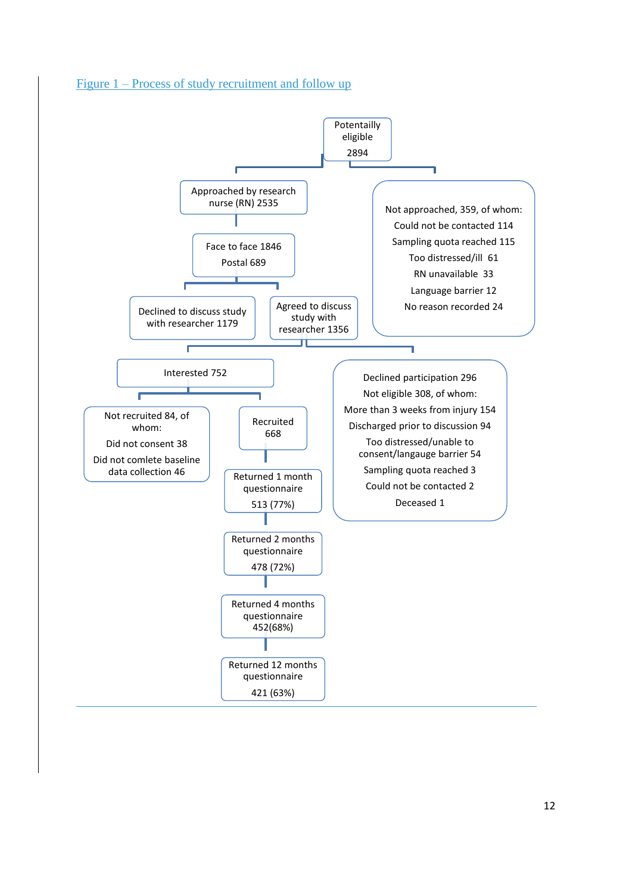Figure 1 – Process of study recruitment and follow up

Potentailly eligible 2894

Approached by research nurse (RN) 2535

Not approached, 359, of whom:
Could not be contacted 114
Sampling quota reached 115
Too distressed/ill 61
RN unavailable 33
Language barrier 12
No reason recorded 24

Face to face 1846
Postal 689

Declined to discuss study with researcher 1179

Agreed to discuss study with researcher 1356

Interested 752

Declined participation 296
Not eligible 308, of whom:
More than 3 weeks from injury 154
Discharged prior to discussion 94
Too distressed/unable to consent/langauge barrier 54
Sampling quota reached 3
Could not be contacted 2
Deceased 1

Not recruited 84, of whom:
Did not consent 38
Did not comlete baseline data collection 46

Recruited 668

Returned 1 month questionnaire 513 (77%)

Returned 2 months questionnaire 478 (72%)

Returned 4 months questionnaire 452(68%)

Returned 12 months questionnaire 421 (63%)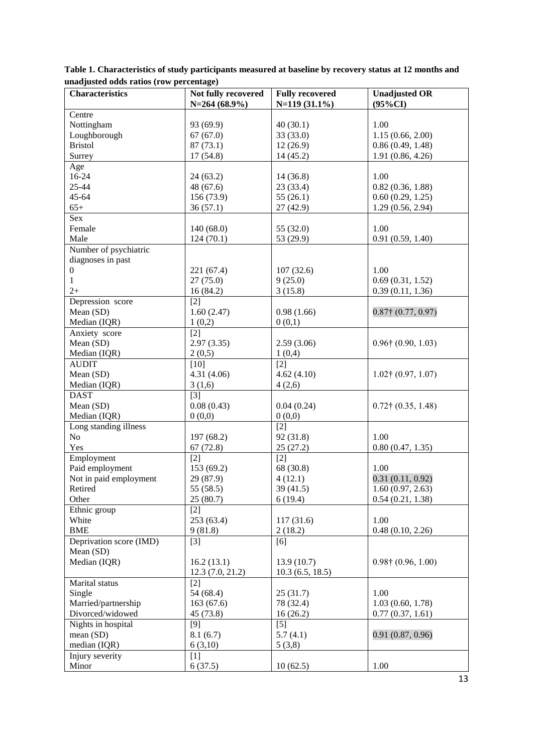**Table 1. Characteristics of study participants measured at baseline by recovery status at 12 months and unadjusted odds ratios (row percentage)**

| Characteristics | Not fully recovered N=264 (68.9%) | Fully recovered N=119 (31.1%) | Unadjusted OR (95%CI) |
|---|---|---|---|
| Centre | | | |
| Nottingham | 93 (69.9) | 40 (30.1) | 1.00 |
| Loughborough | 67 (67.0) | 33 (33.0) | 1.15 (0.66, 2.00) |
| Bristol | 87 (73.1) | 12 (26.9) | 0.86 (0.49, 1.48) |
| Surrey | 17 (54.8) | 14 (45.2) | 1.91 (0.86, 4.26) |
| Age | | | |
| 16-24 | 24 (63.2) | 14 (36.8) | 1.00 |
| 25-44 | 48 (67.6) | 23 (33.4) | 0.82 (0.36, 1.88) |
| 45-64 | 156 (73.9) | 55 (26.1) | 0.60 (0.29, 1.25) |
| 65+ | 36 (57.1) | 27 (42.9) | 1.29 (0.56, 2.94) |
| Sex | | | |
| Female | 140 (68.0) | 55 (32.0) | 1.00 |
| Male | 124 (70.1) | 53 (29.9) | 0.91 (0.59, 1.40) |
| Number of psychiatric diagnoses in past | | | |
| 0 | 221 (67.4) | 107 (32.6) | 1.00 |
| 1 | 27 (75.0) | 9 (25.0) | 0.69 (0.31, 1.52) |
| 2+ | 16 (84.2) | 3 (15.8) | 0.39 (0.11, 1.36) |
| Depression score | [2] | | |
| Mean (SD) | 1.60 (2.47) | 0.98 (1.66) | 0.87† (0.77, 0.97) |
| Median (IQR) | 1 (0,2) | 0 (0,1) | |
| Anxiety score | [2] | | |
| Mean (SD) | 2.97 (3.35) | 2.59 (3.06) | 0.96† (0.90, 1.03) |
| Median (IQR) | 2 (0,5) | 1 (0,4) | |
| AUDIT | [10] | [2] | |
| Mean (SD) | 4.31 (4.06) | 4.62 (4.10) | 1.02† (0.97, 1.07) |
| Median (IQR) | 3 (1,6) | 4 (2,6) | |
| DAST | [3] | | |
| Mean (SD) | 0.08 (0.43) | 0.04 (0.24) | 0.72† (0.35, 1.48) |
| Median (IQR) | 0 (0,0) | 0 (0,0) | |
| Long standing illness | | [2] | |
| No | 197 (68.2) | 92 (31.8) | 1.00 |
| Yes | 67 (72.8) | 25 (27.2) | 0.80 (0.47, 1.35) |
| Employment | [2] | [2] | |
| Paid employment | 153 (69.2) | 68 (30.8) | 1.00 |
| Not in paid employment | 29 (87.9) | 4 (12.1) | 0.31 (0.11, 0.92) |
| Retired | 55 (58.5) | 39 (41.5) | 1.60 (0.97, 2.63) |
| Other | 25 (80.7) | 6 (19.4) | 0.54 (0.21, 1.38) |
| Ethnic group | [2] | | |
| White | 253 (63.4) | 117 (31.6) | 1.00 |
| BME | 9 (81.8) | 2 (18.2) | 0.48 (0.10, 2.26) |
| Deprivation score (IMD) | [3] | [6] | |
| Mean (SD) | 16.2 (13.1) | 13.9 (10.7) | 0.98† (0.96, 1.00) |
| Median (IQR) | 12.3 (7.0, 21.2) | 10.3 (6.5, 18.5) | |
| Marital status | [2] | | |
| Single | 54 (68.4) | 25 (31.7) | 1.00 |
| Married/partnership | 163 (67.6) | 78 (32.4) | 1.03 (0.60, 1.78) |
| Divorced/widowed | 45 (73.8) | 16 (26.2) | 0.77 (0.37, 1.61) |
| Nights in hospital | [9] | [5] | |
| mean (SD) | 8.1 (6.7) | 5.7 (4.1) | 0.91 (0.87, 0.96) |
| median (IQR) | 6 (3,10) | 5 (3,8) | |
| Injury severity | [1] | | |
| Minor | 6 (37.5) | 10 (62.5) | 1.00 |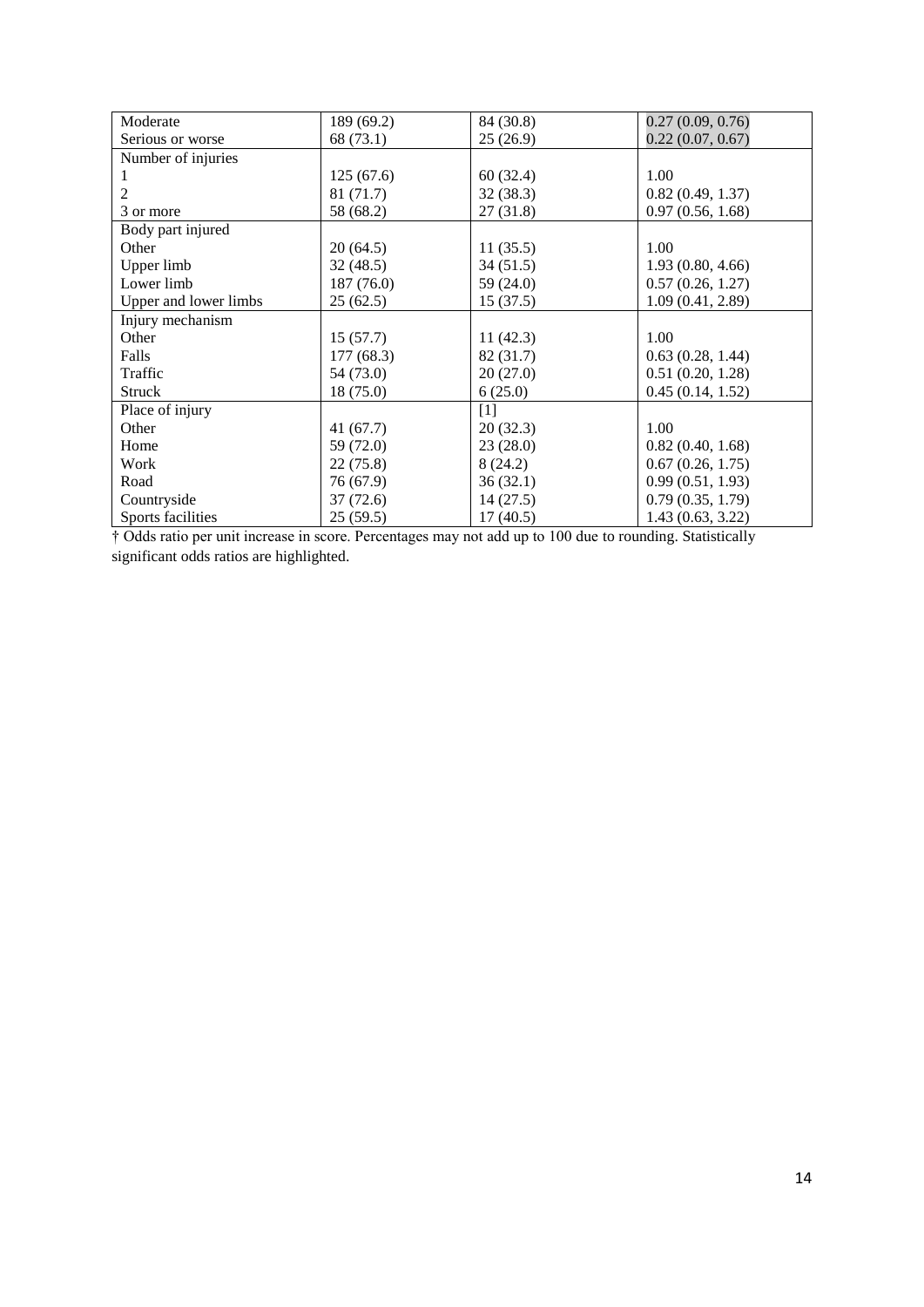| | | | |
|---|---|---|---|
| Moderate | 189 (69.2) | 84 (30.8) | 0.27 (0.09, 0.76) |
| Serious or worse | 68 (73.1) | 25 (26.9) | 0.22 (0.07, 0.67) |
| Number of injuries | | | |
| 1 | 125 (67.6) | 60 (32.4) | 1.00 |
| 2 | 81 (71.7) | 32 (38.3) | 0.82 (0.49, 1.37) |
| 3 or more | 58 (68.2) | 27 (31.8) | 0.97 (0.56, 1.68) |
| Body part injured | | | |
| Other | 20 (64.5) | 11 (35.5) | 1.00 |
| Upper limb | 32 (48.5) | 34 (51.5) | 1.93 (0.80, 4.66) |
| Lower limb | 187 (76.0) | 59 (24.0) | 0.57 (0.26, 1.27) |
| Upper and lower limbs | 25 (62.5) | 15 (37.5) | 1.09 (0.41, 2.89) |
| Injury mechanism | | | |
| Other | 15 (57.7) | 11 (42.3) | 1.00 |
| Falls | 177 (68.3) | 82 (31.7) | 0.63 (0.28, 1.44) |
| Traffic | 54 (73.0) | 20 (27.0) | 0.51 (0.20, 1.28) |
| Struck | 18 (75.0) | 6 (25.0) | 0.45 (0.14, 1.52) |
| Place of injury | | [1] | |
| Other | 41 (67.7) | 20 (32.3) | 1.00 |
| Home | 59 (72.0) | 23 (28.0) | 0.82 (0.40, 1.68) |
| Work | 22 (75.8) | 8 (24.2) | 0.67 (0.26, 1.75) |
| Road | 76 (67.9) | 36 (32.1) | 0.99 (0.51, 1.93) |
| Countryside | 37 (72.6) | 14 (27.5) | 0.79 (0.35, 1.79) |
| Sports facilities | 25 (59.5) | 17 (40.5) | 1.43 (0.63, 3.22) |

† Odds ratio per unit increase in score. Percentages may not add up to 100 due to rounding. Statistically significant odds ratios are highlighted.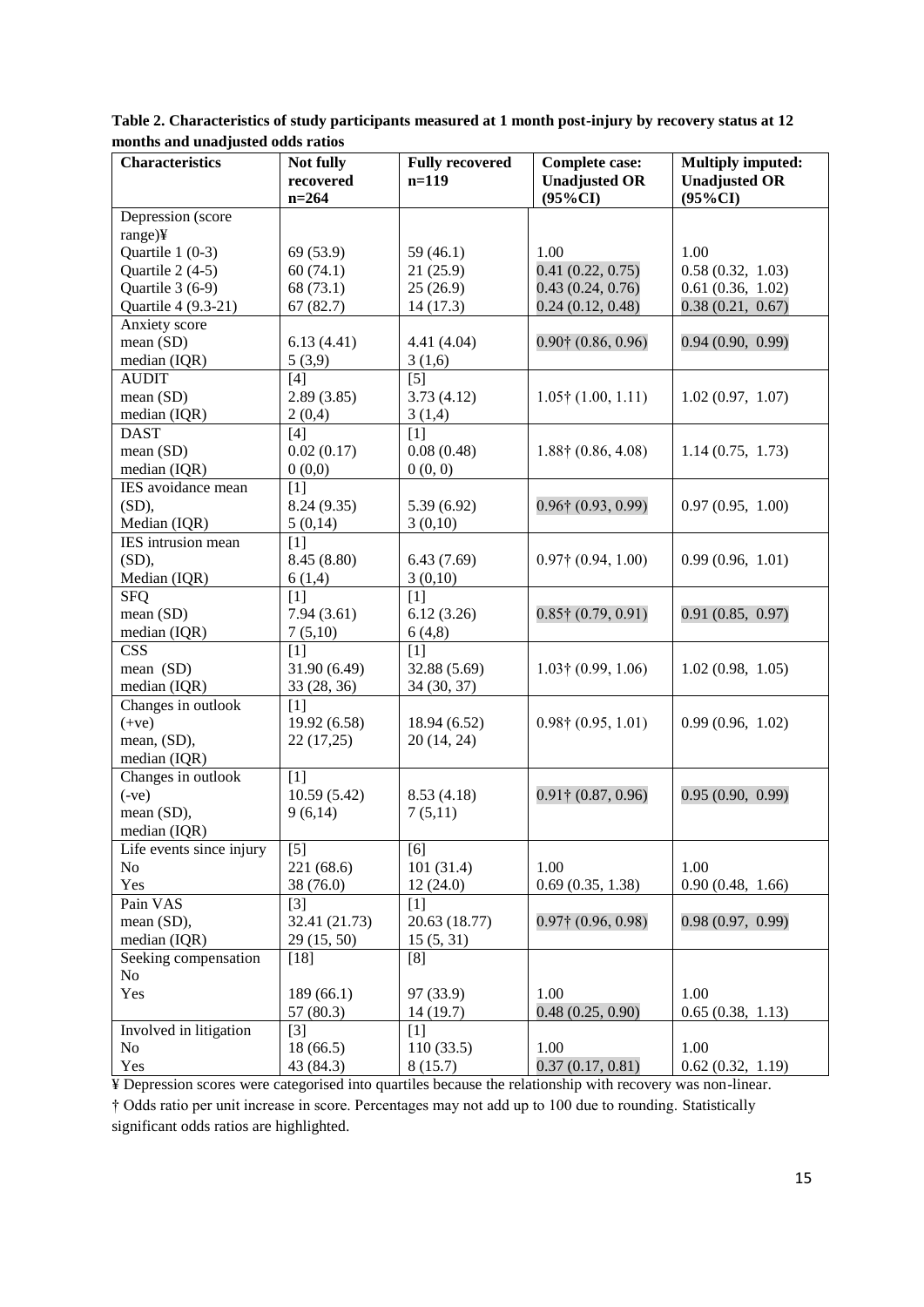**Table 2. Characteristics of study participants measured at 1 month post-injury by recovery status at 12 months and unadjusted odds ratios**

| Characteristics | Not fully recovered n=264 | Fully recovered n=119 | Complete case: Unadjusted OR (95%CI) | Multiply imputed: Unadjusted OR (95%CI) |
|---|---|---|---|---|
| Depression (score range)¥ | | | | |
| Quartile 1 (0-3) | 69 (53.9) | 59 (46.1) | 1.00 | 1.00 |
| Quartile 2 (4-5) | 60 (74.1) | 21 (25.9) | 0.41 (0.22, 0.75) | 0.58 (0.32, 1.03) |
| Quartile 3 (6-9) | 68 (73.1) | 25 (26.9) | 0.43 (0.24, 0.76) | 0.61 (0.36, 1.02) |
| Quartile 4 (9.3-21) | 67 (82.7) | 14 (17.3) | 0.24 (0.12, 0.48) | 0.38 (0.21, 0.67) |
| Anxiety score | | | | |
| mean (SD) | 6.13 (4.41) | 4.41 (4.04) | 0.90† (0.86, 0.96) | 0.94 (0.90, 0.99) |
| median (IQR) | 5 (3,9) | 3 (1,6) | | |
| AUDIT | [4] | [5] | | |
| mean (SD) | 2.89 (3.85) | 3.73 (4.12) | 1.05† (1.00, 1.11) | 1.02 (0.97, 1.07) |
| median (IQR) | 2 (0,4) | 3 (1,4) | | |
| DAST | [4] | [1] | | |
| mean (SD) | 0.02 (0.17) | 0.08 (0.48) | 1.88† (0.86, 4.08) | 1.14 (0.75, 1.73) |
| median (IQR) | 0 (0,0) | 0 (0, 0) | | |
| IES avoidance mean (SD), Median (IQR) | [1] 8.24 (9.35) 5 (0,14) | 5.39 (6.92) 3 (0,10) | 0.96† (0.93, 0.99) | 0.97 (0.95, 1.00) |
| IES intrusion mean (SD), Median (IQR) | [1] 8.45 (8.80) 6 (1,4) | 6.43 (7.69) 3 (0,10) | 0.97† (0.94, 1.00) | 0.99 (0.96, 1.01) |
| SFQ | [1] | [1] | | |
| mean (SD) | 7.94 (3.61) | 6.12 (3.26) | 0.85† (0.79, 0.91) | 0.91 (0.85, 0.97) |
| median (IQR) | 7 (5,10) | 6 (4,8) | | |
| CSS | [1] | [1] | | |
| mean (SD) | 31.90 (6.49) | 32.88 (5.69) | 1.03† (0.99, 1.06) | 1.02 (0.98, 1.05) |
| median (IQR) | 33 (28, 36) | 34 (30, 37) | | |
| Changes in outlook (+ve) mean, (SD), median (IQR) | [1] 19.92 (6.58) 22 (17,25) | 18.94 (6.52) 20 (14, 24) | 0.98† (0.95, 1.01) | 0.99 (0.96, 1.02) |
| Changes in outlook (-ve) mean (SD), median (IQR) | [1] 10.59 (5.42) 9 (6,14) | 8.53 (4.18) 7 (5,11) | 0.91† (0.87, 0.96) | 0.95 (0.90, 0.99) |
| Life events since injury | [5] | [6] | | |
| No | 221 (68.6) | 101 (31.4) | 1.00 | 1.00 |
| Yes | 38 (76.0) | 12 (24.0) | 0.69 (0.35, 1.38) | 0.90 (0.48, 1.66) |
| Pain VAS | [3] | [1] | | |
| mean (SD), | 32.41 (21.73) | 20.63 (18.77) | 0.97† (0.96, 0.98) | 0.98 (0.97, 0.99) |
| median (IQR) | 29 (15, 50) | 15 (5, 31) | | |
| Seeking compensation | [18] | [8] | | |
| No | | | | |
| Yes | 189 (66.1) | 97 (33.9) | 1.00 | 1.00 |
| | 57 (80.3) | 14 (19.7) | 0.48 (0.25, 0.90) | 0.65 (0.38, 1.13) |
| Involved in litigation | [3] | [1] | | |
| No | 18 (66.5) | 110 (33.5) | 1.00 | 1.00 |
| Yes | 43 (84.3) | 8 (15.7) | 0.37 (0.17, 0.81) | 0.62 (0.32, 1.19) |

¥ Depression scores were categorised into quartiles because the relationship with recovery was non-linear.
† Odds ratio per unit increase in score. Percentages may not add up to 100 due to rounding. Statistically significant odds ratios are highlighted.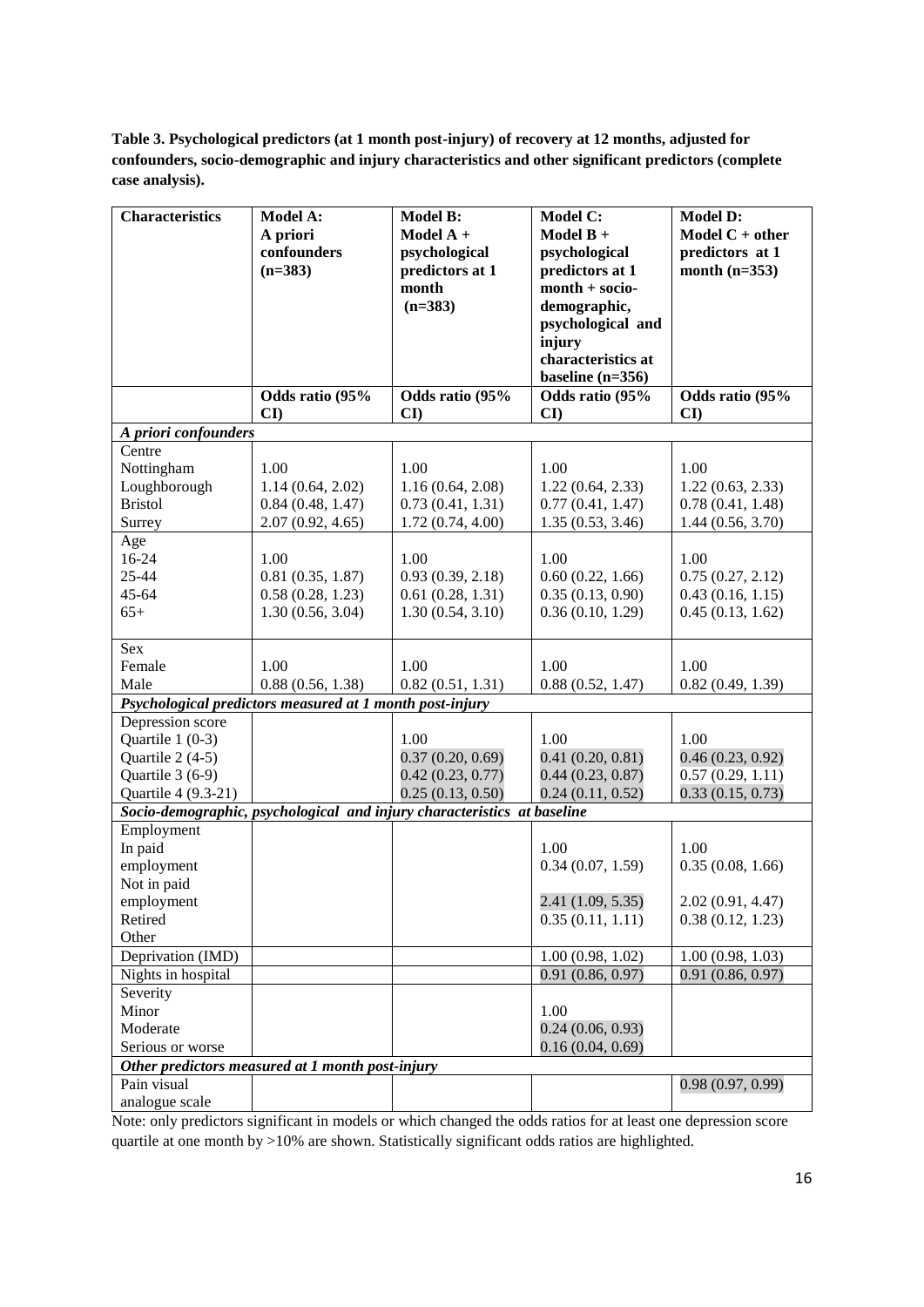**Table 3. Psychological predictors (at 1 month post-injury) of recovery at 12 months, adjusted for confounders, socio-demographic and injury characteristics and other significant predictors (complete case analysis).**

| Characteristics | Model A: A priori confounders (n=383) | Model B: Model A + psychological predictors at 1 month (n=383) | Model C: Model B + psychological predictors at 1 month + socio-demographic, psychological and injury characteristics at baseline (n=356) | Model D: Model C + other predictors at 1 month (n=353) |
|---|---|---|---|---|
| | Odds ratio (95% CI) | Odds ratio (95% CI) | Odds ratio (95% CI) | Odds ratio (95% CI) |
| ***A priori confounders*** | | | | |
| Centre | | | | |
| Nottingham | 1.00 | 1.00 | 1.00 | 1.00 |
| Loughborough | 1.14 (0.64, 2.02) | 1.16 (0.64, 2.08) | 1.22 (0.64, 2.33) | 1.22 (0.63, 2.33) |
| Bristol | 0.84 (0.48, 1.47) | 0.73 (0.41, 1.31) | 0.77 (0.41, 1.47) | 0.78 (0.41, 1.48) |
| Surrey | 2.07 (0.92, 4.65) | 1.72 (0.74, 4.00) | 1.35 (0.53, 3.46) | 1.44 (0.56, 3.70) |
| Age | | | | |
| 16-24 | 1.00 | 1.00 | 1.00 | 1.00 |
| 25-44 | 0.81 (0.35, 1.87) | 0.93 (0.39, 2.18) | 0.60 (0.22, 1.66) | 0.75 (0.27, 2.12) |
| 45-64 | 0.58 (0.28, 1.23) | 0.61 (0.28, 1.31) | 0.35 (0.13, 0.90) | 0.43 (0.16, 1.15) |
| 65+ | 1.30 (0.56, 3.04) | 1.30 (0.54, 3.10) | 0.36 (0.10, 1.29) | 0.45 (0.13, 1.62) |
| Sex | | | | |
| Female | 1.00 | 1.00 | 1.00 | 1.00 |
| Male | 0.88 (0.56, 1.38) | 0.82 (0.51, 1.31) | 0.88 (0.52, 1.47) | 0.82 (0.49, 1.39) |
| ***Psychological predictors measured at 1 month post-injury*** | | | | |
| Depression score | | | | |
| Quartile 1 (0-3) | | 1.00 | 1.00 | 1.00 |
| Quartile 2 (4-5) | | 0.37 (0.20, 0.69) | 0.41 (0.20, 0.81) | 0.46 (0.23, 0.92) |
| Quartile 3 (6-9) | | 0.42 (0.23, 0.77) | 0.44 (0.23, 0.87) | 0.57 (0.29, 1.11) |
| Quartile 4 (9.3-21) | | 0.25 (0.13, 0.50) | 0.24 (0.11, 0.52) | 0.33 (0.15, 0.73) |
| ***Socio-demographic, psychological and injury characteristics at baseline*** | | | | |
| Employment | | | | |
| In paid employment | | | 1.00 | 1.00 |
| Not in paid employment | | | 0.34 (0.07, 1.59) | 0.35 (0.08, 1.66) |
| Retired | | | 2.41 (1.09, 5.35) | 2.02 (0.91, 4.47) |
| Other | | | 0.35 (0.11, 1.11) | 0.38 (0.12, 1.23) |
| Deprivation (IMD) | | | 1.00 (0.98, 1.02) | 1.00 (0.98, 1.03) |
| Nights in hospital | | | 0.91 (0.86, 0.97) | 0.91 (0.86, 0.97) |
| Severity | | | | |
| Minor | | | 1.00 | |
| Moderate | | | 0.24 (0.06, 0.93) | |
| Serious or worse | | | 0.16 (0.04, 0.69) | |
| ***Other predictors measured at 1 month post-injury*** | | | | |
| Pain visual analogue scale | | | | 0.98 (0.97, 0.99) |

Note: only predictors significant in models or which changed the odds ratios for at least one depression score quartile at one month by >10% are shown. Statistically significant odds ratios are highlighted.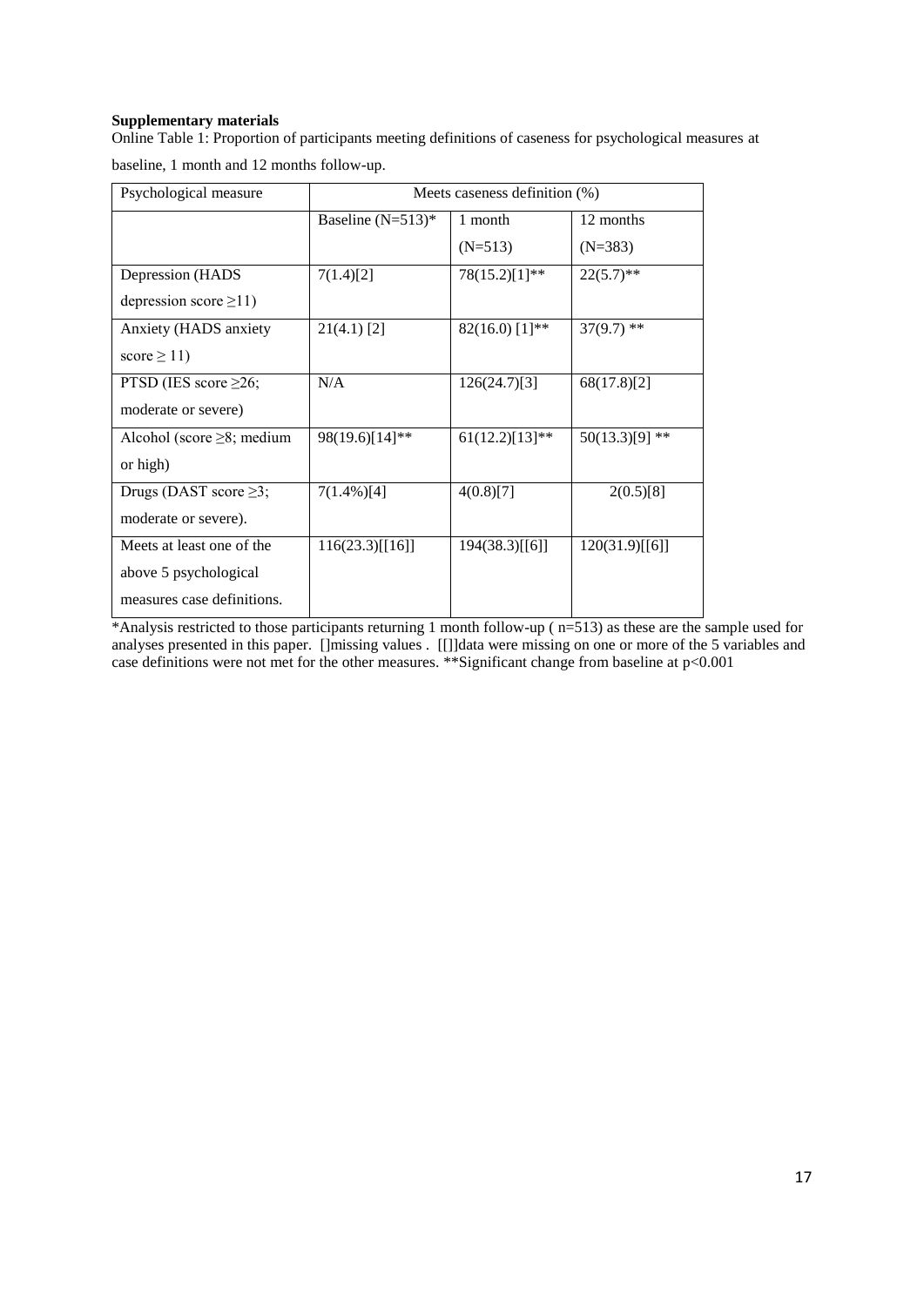**Supplementary materials**

Online Table 1: Proportion of participants meeting definitions of caseness for psychological measures at baseline, 1 month and 12 months follow-up.

| Psychological measure | Meets caseness definition (%) | | |
|---|---|---|---|
| | Baseline (N=513)* | 1 month (N=513) | 12 months (N=383) |
| Depression (HADS depression score ≥11) | 7(1.4)[2] | 78(15.2)[1]** | 22(5.7)** |
| Anxiety (HADS anxiety score ≥ 11) | 21(4.1) [2] | 82(16.0) [1]** | 37(9.7) ** |
| PTSD (IES score ≥26; moderate or severe) | N/A | 126(24.7)[3] | 68(17.8)[2] |
| Alcohol (score ≥8; medium or high) | 98(19.6)[14]** | 61(12.2)[13]** | 50(13.3)[9] ** |
| Drugs (DAST score ≥3; moderate or severe). | 7(1.4%)[4] | 4(0.8)[7] | 2(0.5)[8] |
| Meets at least one of the above 5 psychological measures case definitions. | 116(23.3)[[16]] | 194(38.3)[[6]] | 120(31.9)[[6]] |

*Analysis restricted to those participants returning 1 month follow-up ( n=513) as these are the sample used for analyses presented in this paper. []missing values . [[]]data were missing on one or more of the 5 variables and case definitions were not met for the other measures. **Significant change from baseline at $p<0.001$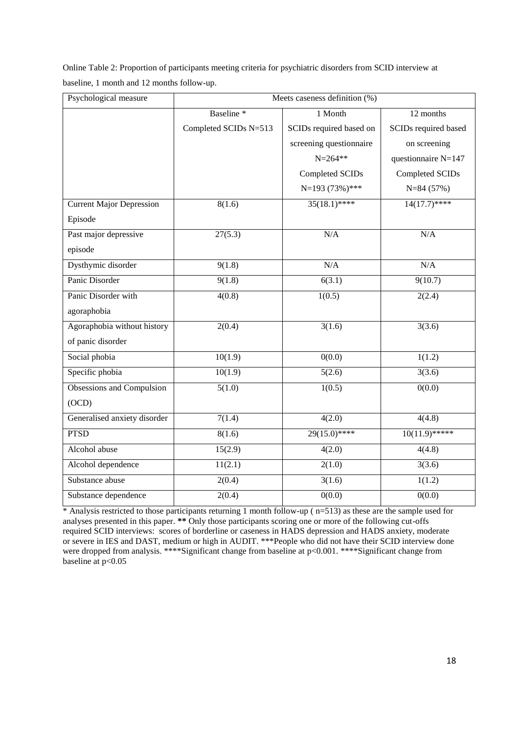Online Table 2: Proportion of participants meeting criteria for psychiatric disorders from SCID interview at baseline, 1 month and 12 months follow-up.

| Psychological measure | Meets caseness definition (%) | | |
|---|---|---|---|
| | Baseline * Completed SCIDs N=513 | 1 Month SCIDs required based on screening questionnaire N=264** Completed SCIDs N=193 (73%)*** | 12 months SCIDs required based on screening questionnaire N=147 Completed SCIDs N=84 (57%) |
| Current Major Depression Episode | 8(1.6) | 35(18.1)**** | 14(17.7)**** |
| Past major depressive episode | 27(5.3) | N/A | N/A |
| Dysthymic disorder | 9(1.8) | N/A | N/A |
| Panic Disorder | 9(1.8) | 6(3.1) | 9(10.7) |
| Panic Disorder with agoraphobia | 4(0.8) | 1(0.5) | 2(2.4) |
| Agoraphobia without history of panic disorder | 2(0.4) | 3(1.6) | 3(3.6) |
| Social phobia | 10(1.9) | 0(0.0) | 1(1.2) |
| Specific phobia | 10(1.9) | 5(2.6) | 3(3.6) |
| Obsessions and Compulsion (OCD) | 5(1.0) | 1(0.5) | 0(0.0) |
| Generalised anxiety disorder | 7(1.4) | 4(2.0) | 4(4.8) |
| PTSD | 8(1.6) | 29(15.0)**** | 10(11.9)***** |
| Alcohol abuse | 15(2.9) | 4(2.0) | 4(4.8) |
| Alcohol dependence | 11(2.1) | 2(1.0) | 3(3.6) |
| Substance abuse | 2(0.4) | 3(1.6) | 1(1.2) |
| Substance dependence | 2(0.4) | 0(0.0) | 0(0.0) |

* Analysis restricted to those participants returning 1 month follow-up ( n=513) as these are the sample used for analyses presented in this paper. ** Only those participants scoring one or more of the following cut-offs required SCID interviews: scores of borderline or caseness in HADS depression and HADS anxiety, moderate or severe in IES and DAST, medium or high in AUDIT. ***People who did not have their SCID interview done were dropped from analysis. ****Significant change from baseline at $p<0.001$. ****Significant change from baseline at $p<0.05$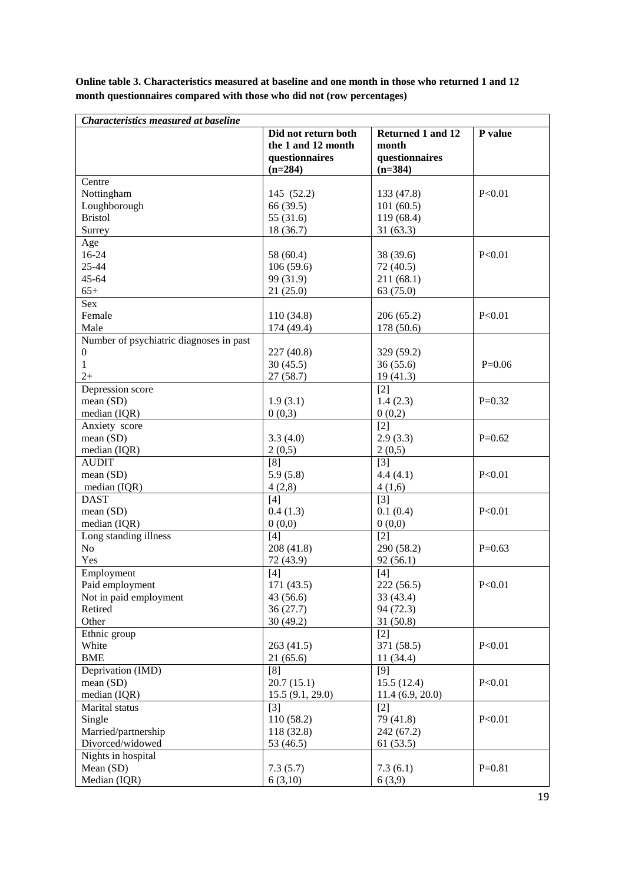**Online table 3. Characteristics measured at baseline and one month in those who returned 1 and 12 month questionnaires compared with those who did not (row percentages)**

| ***Characteristics measured at baseline*** | | | |
|---|---|---|---|
| | **Did not return both the 1 and 12 month questionnaires (n=284)** | **Returned 1 and 12 month questionnaires (n=384)** | **P value** |
| Centre | | | |
| Nottingham | 145 (52.2) | 133 (47.8) | P<0.01 |
| Loughborough | 66 (39.5) | 101 (60.5) | |
| Bristol | 55 (31.6) | 119 (68.4) | |
| Surrey | 18 (36.7) | 31 (63.3) | |
| Age | | | |
| 16-24 | 58 (60.4) | 38 (39.6) | P<0.01 |
| 25-44 | 106 (59.6) | 72 (40.5) | |
| 45-64 | 99 (31.9) | 211 (68.1) | |
| 65+ | 21 (25.0) | 63 (75.0) | |
| Sex | | | |
| Female | 110 (34.8) | 206 (65.2) | P<0.01 |
| Male | 174 (49.4) | 178 (50.6) | |
| Number of psychiatric diagnoses in past | | | |
| 0 | 227 (40.8) | 329 (59.2) | |
| 1 | 30 (45.5) | 36 (55.6) | P=0.06 |
| 2+ | 27 (58.7) | 19 (41.3) | |
| Depression score | | [2] | |
| mean (SD) | 1.9 (3.1) | 1.4 (2.3) | P=0.32 |
| median (IQR) | 0 (0,3) | 0 (0,2) | |
| Anxiety score | | [2] | |
| mean (SD) | 3.3 (4.0) | 2.9 (3.3) | P=0.62 |
| median (IQR) | 2 (0,5) | 2 (0,5) | |
| AUDIT | [8] | [3] | |
| mean (SD) | 5.9 (5.8) | 4.4 (4.1) | P<0.01 |
| median (IQR) | 4 (2,8) | 4 (1,6) | |
| DAST | [4] | [3] | |
| mean (SD) | 0.4 (1.3) | 0.1 (0.4) | P<0.01 |
| median (IQR) | 0 (0,0) | 0 (0,0) | |
| Long standing illness | [4] | [2] | |
| No | 208 (41.8) | 290 (58.2) | P=0.63 |
| Yes | 72 (43.9) | 92 (56.1) | |
| Employment | [4] | [4] | |
| Paid employment | 171 (43.5) | 222 (56.5) | P<0.01 |
| Not in paid employment | 43 (56.6) | 33 (43.4) | |
| Retired | 36 (27.7) | 94 (72.3) | |
| Other | 30 (49.2) | 31 (50.8) | |
| Ethnic group | | [2] | |
| White | 263 (41.5) | 371 (58.5) | P<0.01 |
| BME | 21 (65.6) | 11 (34.4) | |
| Deprivation (IMD) | [8] | [9] | |
| mean (SD) | 20.7 (15.1) | 15.5 (12.4) | P<0.01 |
| median (IQR) | 15.5 (9.1, 29.0) | 11.4 (6.9, 20.0) | |
| Marital status | [3] | [2] | |
| Single | 110 (58.2) | 79 (41.8) | P<0.01 |
| Married/partnership | 118 (32.8) | 242 (67.2) | |
| Divorced/widowed | 53 (46.5) | 61 (53.5) | |
| Nights in hospital | | | |
| Mean (SD) | 7.3 (5.7) | 7.3 (6.1) | P=0.81 |
| Median (IQR) | 6 (3,10) | 6 (3,9) | |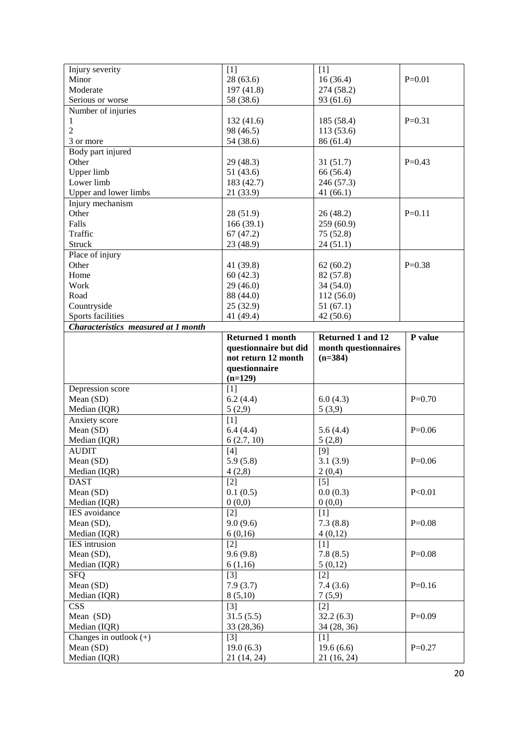| Injury severity | [1] | [1] | |
|---|---|---|---|
| Minor | 28 (63.6) | 16 (36.4) | P=0.01 |
| Moderate | 197 (41.8) | 274 (58.2) | |
| Serious or worse | 58 (38.6) | 93 (61.6) | |
| Number of injuries | | | |
| 1 | 132 (41.6) | 185 (58.4) | P=0.31 |
| 2 | 98 (46.5) | 113 (53.6) | |
| 3 or more | 54 (38.6) | 86 (61.4) | |
| Body part injured | | | |
| Other | 29 (48.3) | 31 (51.7) | P=0.43 |
| Upper limb | 51 (43.6) | 66 (56.4) | |
| Lower limb | 183 (42.7) | 246 (57.3) | |
| Upper and lower limbs | 21 (33.9) | 41 (66.1) | |
| Injury mechanism | | | |
| Other | 28 (51.9) | 26 (48.2) | P=0.11 |
| Falls | 166 (39.1) | 259 (60.9) | |
| Traffic | 67 (47.2) | 75 (52.8) | |
| Struck | 23 (48.9) | 24 (51.1) | |
| Place of injury | | | |
| Other | 41 (39.8) | 62 (60.2) | P=0.38 |
| Home | 60 (42.3) | 82 (57.8) | |
| Work | 29 (46.0) | 34 (54.0) | |
| Road | 88 (44.0) | 112 (56.0) | |
| Countryside | 25 (32.9) | 51 (67.1) | |
| Sports facilities | 41 (49.4) | 42 (50.6) | |
| ***Characteristics measured at 1 month*** | | | |
| | **Returned 1 month questionnaire but did not return 12 month questionnaire (n=129)** | **Returned 1 and 12 month questionnaires (n=384)** | **P value** |
| Depression score | [1] | | |
| Mean (SD) | 6.2 (4.4) | 6.0 (4.3) | P=0.70 |
| Median (IQR) | 5 (2,9) | 5 (3,9) | |
| Anxiety score | [1] | | |
| Mean (SD) | 6.4 (4.4) | 5.6 (4.4) | P=0.06 |
| Median (IQR) | 6 (2.7, 10) | 5 (2,8) | |
| AUDIT | [4] | [9] | |
| Mean (SD) | 5.9 (5.8) | 3.1 (3.9) | P=0.06 |
| Median (IQR) | 4 (2,8) | 2 (0,4) | |
| DAST | [2] | [5] | |
| Mean (SD) | 0.1 (0.5) | 0.0 (0.3) | P<0.01 |
| Median (IQR) | 0 (0,0) | 0 (0,0) | |
| IES avoidance | [2] | [1] | |
| Mean (SD), | 9.0 (9.6) | 7.3 (8.8) | P=0.08 |
| Median (IQR) | 6 (0,16) | 4 (0,12) | |
| IES intrusion | [2] | [1] | |
| Mean (SD), | 9.6 (9.8) | 7.8 (8.5) | P=0.08 |
| Median (IQR) | 6 (1,16) | 5 (0,12) | |
| SFQ | [3] | [2] | |
| Mean (SD) | 7.9 (3.7) | 7.4 (3.6) | P=0.16 |
| Median (IQR) | 8 (5,10) | 7 (5,9) | |
| CSS | [3] | [2] | |
| Mean (SD) | 31.5 (5.5) | 32.2 (6.3) | P=0.09 |
| Median (IQR) | 33 (28,36) | 34 (28, 36) | |
| Changes in outlook (+) | [3] | [1] | |
| Mean (SD) | 19.0 (6.3) | 19.6 (6.6) | P=0.27 |
| Median (IQR) | 21 (14, 24) | 21 (16, 24) | |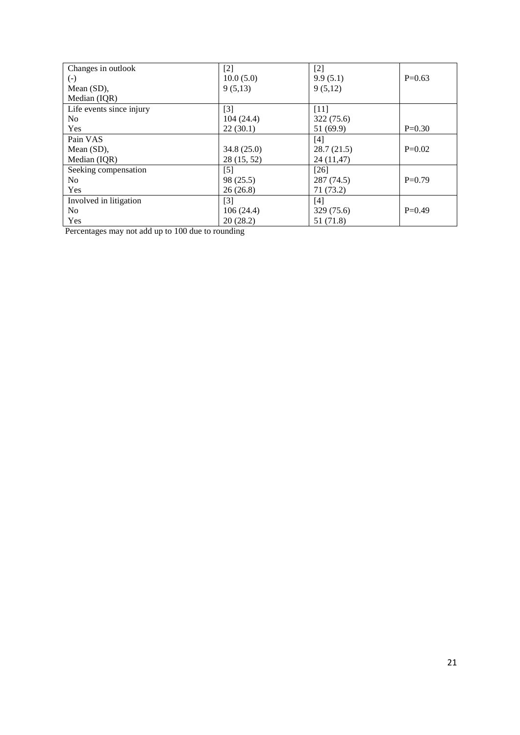| | | | |
|---|---|---|---|
| Changes in outlook<br>(-)<br>Mean (SD),<br>Median (IQR) | [2]<br>10.0 (5.0)<br>9 (5,13) | [2]<br>9.9 (5.1)<br>9 (5,12) | P=0.63 |
| Life events since injury<br>No<br>Yes | [3]<br>104 (24.4)<br>22 (30.1) | [11]<br>322 (75.6)<br>51 (69.9) | P=0.30 |
| Pain VAS<br>Mean (SD),<br>Median (IQR) | <br>34.8 (25.0)<br>28 (15, 52) | [4]<br>28.7 (21.5)<br>24 (11,47) | P=0.02 |
| Seeking compensation<br>No<br>Yes | [5]<br>98 (25.5)<br>26 (26.8) | [26]<br>287 (74.5)<br>71 (73.2) | P=0.79 |
| Involved in litigation<br>No<br>Yes | [3]<br>106 (24.4)<br>20 (28.2) | [4]<br>329 (75.6)<br>51 (71.8) | P=0.49 |

Percentages may not add up to 100 due to rounding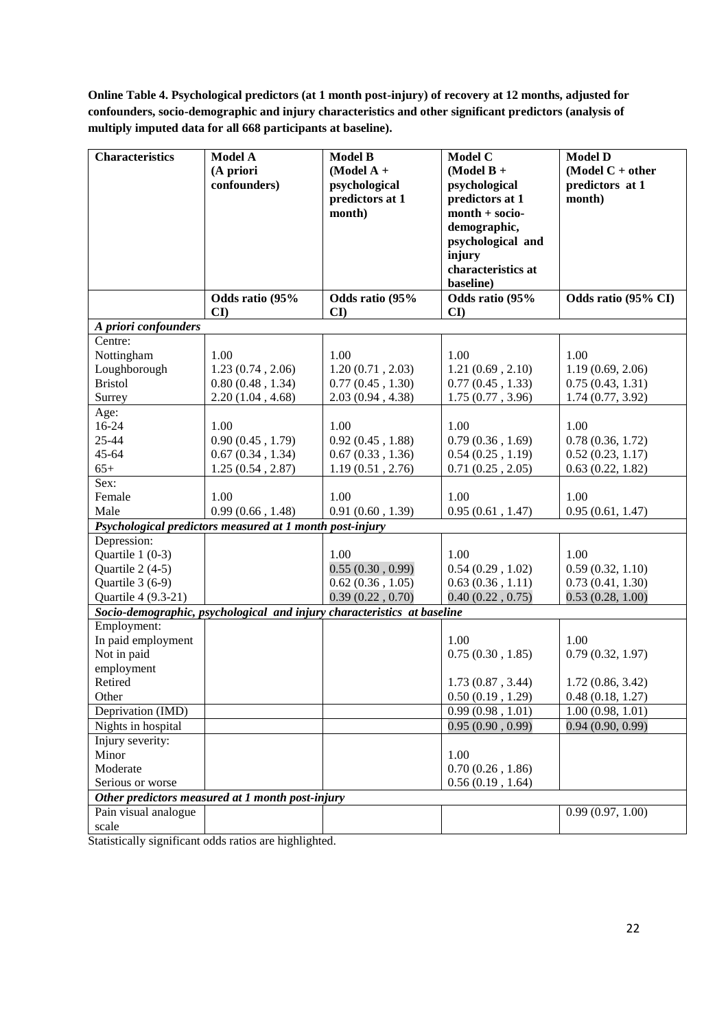**Online Table 4. Psychological predictors (at 1 month post-injury) of recovery at 12 months, adjusted for confounders, socio-demographic and injury characteristics and other significant predictors (analysis of multiply imputed data for all 668 participants at baseline).**

| Characteristics | Model A (A priori confounders) | Model B (Model A + psychological predictors at 1 month) | Model C (Model B + psychological predictors at 1 month + socio-demographic, psychological and injury characteristics at baseline) | Model D (Model C + other predictors at 1 month) |
|---|---|---|---|---|
| | Odds ratio (95% CI) | Odds ratio (95% CI) | Odds ratio (95% CI) | Odds ratio (95% CI) |
| ***A priori confounders*** | | | | |
| Centre: | | | | |
| Nottingham | 1.00 | 1.00 | 1.00 | 1.00 |
| Loughborough | 1.23 (0.74 , 2.06) | 1.20 (0.71 , 2.03) | 1.21 (0.69 , 2.10) | 1.19 (0.69, 2.06) |
| Bristol | 0.80 (0.48 , 1.34) | 0.77 (0.45 , 1.30) | 0.77 (0.45 , 1.33) | 0.75 (0.43, 1.31) |
| Surrey | 2.20 (1.04 , 4.68) | 2.03 (0.94 , 4.38) | 1.75 (0.77 , 3.96) | 1.74 (0.77, 3.92) |
| Age: | | | | |
| 16-24 | 1.00 | 1.00 | 1.00 | 1.00 |
| 25-44 | 0.90 (0.45 , 1.79) | 0.92 (0.45 , 1.88) | 0.79 (0.36 , 1.69) | 0.78 (0.36, 1.72) |
| 45-64 | 0.67 (0.34 , 1.34) | 0.67 (0.33 , 1.36) | 0.54 (0.25 , 1.19) | 0.52 (0.23, 1.17) |
| 65+ | 1.25 (0.54 , 2.87) | 1.19 (0.51 , 2.76) | 0.71 (0.25 , 2.05) | 0.63 (0.22, 1.82) |
| Sex: | | | | |
| Female | 1.00 | 1.00 | 1.00 | 1.00 |
| Male | 0.99 (0.66 , 1.48) | 0.91 (0.60 , 1.39) | 0.95 (0.61 , 1.47) | 0.95 (0.61, 1.47) |
| ***Psychological predictors measured at 1 month post-injury*** | | | | |
| Depression: | | | | |
| Quartile 1 (0-3) | | 1.00 | 1.00 | 1.00 |
| Quartile 2 (4-5) | | 0.55 (0.30 , 0.99) | 0.54 (0.29 , 1.02) | 0.59 (0.32, 1.10) |
| Quartile 3 (6-9) | | 0.62 (0.36 , 1.05) | 0.63 (0.36 , 1.11) | 0.73 (0.41, 1.30) |
| Quartile 4 (9.3-21) | | 0.39 (0.22 , 0.70) | 0.40 (0.22 , 0.75) | 0.53 (0.28, 1.00) |
| ***Socio-demographic, psychological and injury characteristics at baseline*** | | | | |
| Employment: | | | | |
| In paid employment | | | 1.00 | 1.00 |
| Not in paid employment | | | 0.75 (0.30 , 1.85) | 0.79 (0.32, 1.97) |
| Retired | | | 1.73 (0.87 , 3.44) | 1.72 (0.86, 3.42) |
| Other | | | 0.50 (0.19 , 1.29) | 0.48 (0.18, 1.27) |
| Deprivation (IMD) | | | 0.99 (0.98 , 1.01) | 1.00 (0.98, 1.01) |
| Nights in hospital | | | 0.95 (0.90 , 0.99) | 0.94 (0.90, 0.99) |
| Injury severity: | | | | |
| Minor | | | 1.00 | |
| Moderate | | | 0.70 (0.26 , 1.86) | |
| Serious or worse | | | 0.56 (0.19 , 1.64) | |
| ***Other predictors measured at 1 month post-injury*** | | | | |
| Pain visual analogue scale | | | | 0.99 (0.97, 1.00) |

Statistically significant odds ratios are highlighted.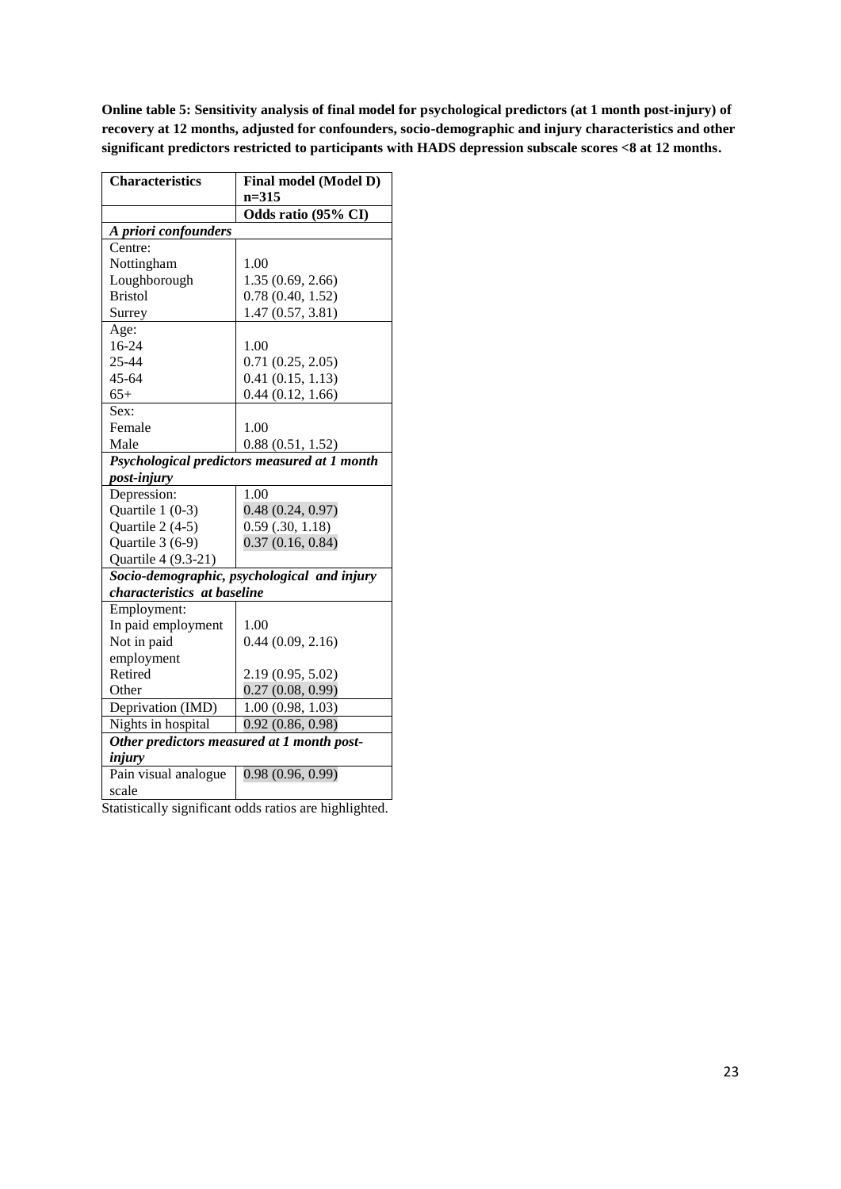**Online table 5: Sensitivity analysis of final model for psychological predictors (at 1 month post-injury) of recovery at 12 months, adjusted for confounders, socio-demographic and injury characteristics and other significant predictors restricted to participants with HADS depression subscale scores <8 at 12 months.**

| Characteristics | Final model (Model D) n=315 |
|---|---|
| | **Odds ratio (95% CI)** |
| ***A priori confounders*** | |
| Centre: | |
| Nottingham | 1.00 |
| Loughborough | 1.35 (0.69, 2.66) |
| Bristol | 0.78 (0.40, 1.52) |
| Surrey | 1.47 (0.57, 3.81) |
| Age: | |
| 16-24 | 1.00 |
| 25-44 | 0.71 (0.25, 2.05) |
| 45-64 | 0.41 (0.15, 1.13) |
| 65+ | 0.44 (0.12, 1.66) |
| Sex: | |
| Female | 1.00 |
| Male | 0.88 (0.51, 1.52) |
| ***Psychological predictors measured at 1 month post-injury*** | |
| Depression: | 1.00 |
| Quartile 1 (0-3) | 0.48 (0.24, 0.97) |
| Quartile 2 (4-5) | 0.59 (.30, 1.18) |
| Quartile 3 (6-9) | 0.37 (0.16, 0.84) |
| Quartile 4 (9.3-21) | |
| ***Socio-demographic, psychological and injury characteristics at baseline*** | |
| Employment: | |
| In paid employment | 1.00 |
| Not in paid employment | 0.44 (0.09, 2.16) |
| Retired | 2.19 (0.95, 5.02) |
| Other | 0.27 (0.08, 0.99) |
| Deprivation (IMD) | 1.00 (0.98, 1.03) |
| Nights in hospital | 0.92 (0.86, 0.98) |
| ***Other predictors measured at 1 month post-injury*** | |
| Pain visual analogue scale | 0.98 (0.96, 0.99) |

Statistically significant odds ratios are highlighted.